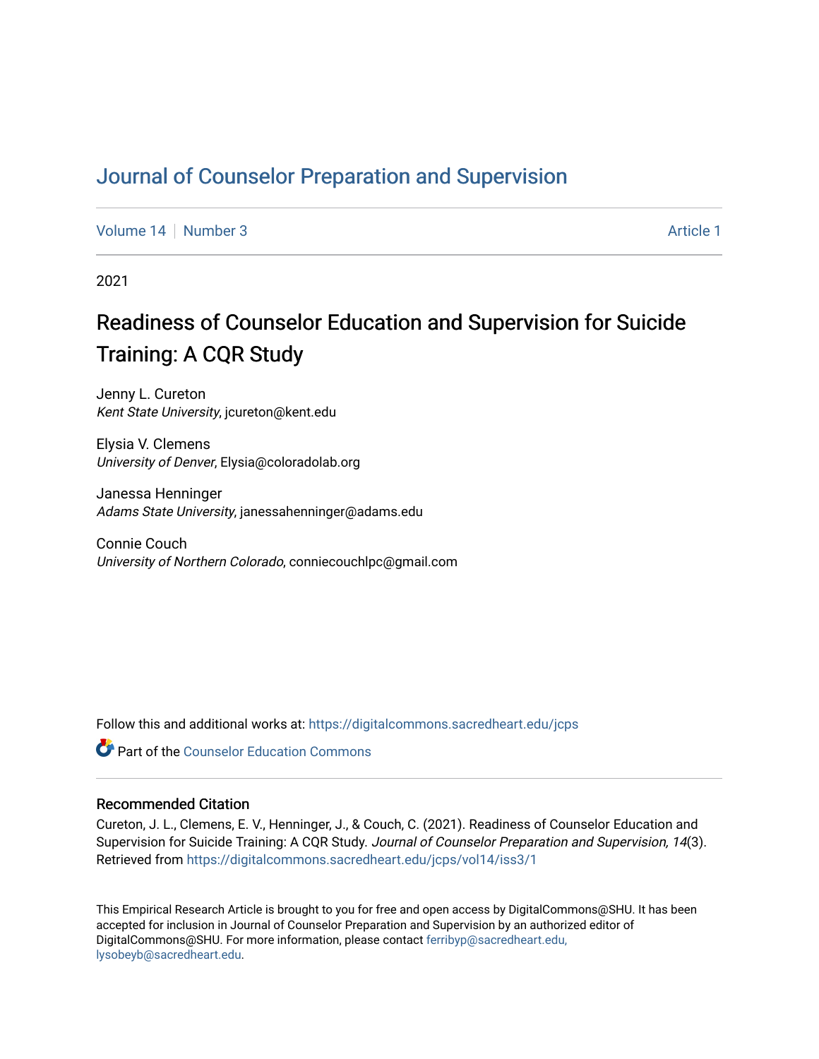# Journal of Counselor Preparation and Supervision

Volume 14 | Number 3 | Article 1

2021

## Readiness of Counselor Education and Supervision for Suicide Training: A CQR Study

Jenny L. Cureton
*Kent State University*, jcureton@kent.edu

Elysia V. Clemens
*University of Denver*, Elysia@coloradolab.org

Janessa Henninger
*Adams State University*, janessahenninger@adams.edu

Connie Couch
*University of Northern Colorado*, conniecouchlpc@gmail.com

Follow this and additional works at: https://digitalcommons.sacredheart.edu/jcps

Part of the Counselor Education Commons

### Recommended Citation

Cureton, J. L., Clemens, E. V., Henninger, J., & Couch, C. (2021). Readiness of Counselor Education and Supervision for Suicide Training: A CQR Study. *Journal of Counselor Preparation and Supervision, 14*(3). Retrieved from https://digitalcommons.sacredheart.edu/jcps/vol14/iss3/1

This Empirical Research Article is brought to you for free and open access by DigitalCommons@SHU. It has been accepted for inclusion in Journal of Counselor Preparation and Supervision by an authorized editor of DigitalCommons@SHU. For more information, please contact ferribyp@sacredheart.edu, lysobeyb@sacredheart.edu.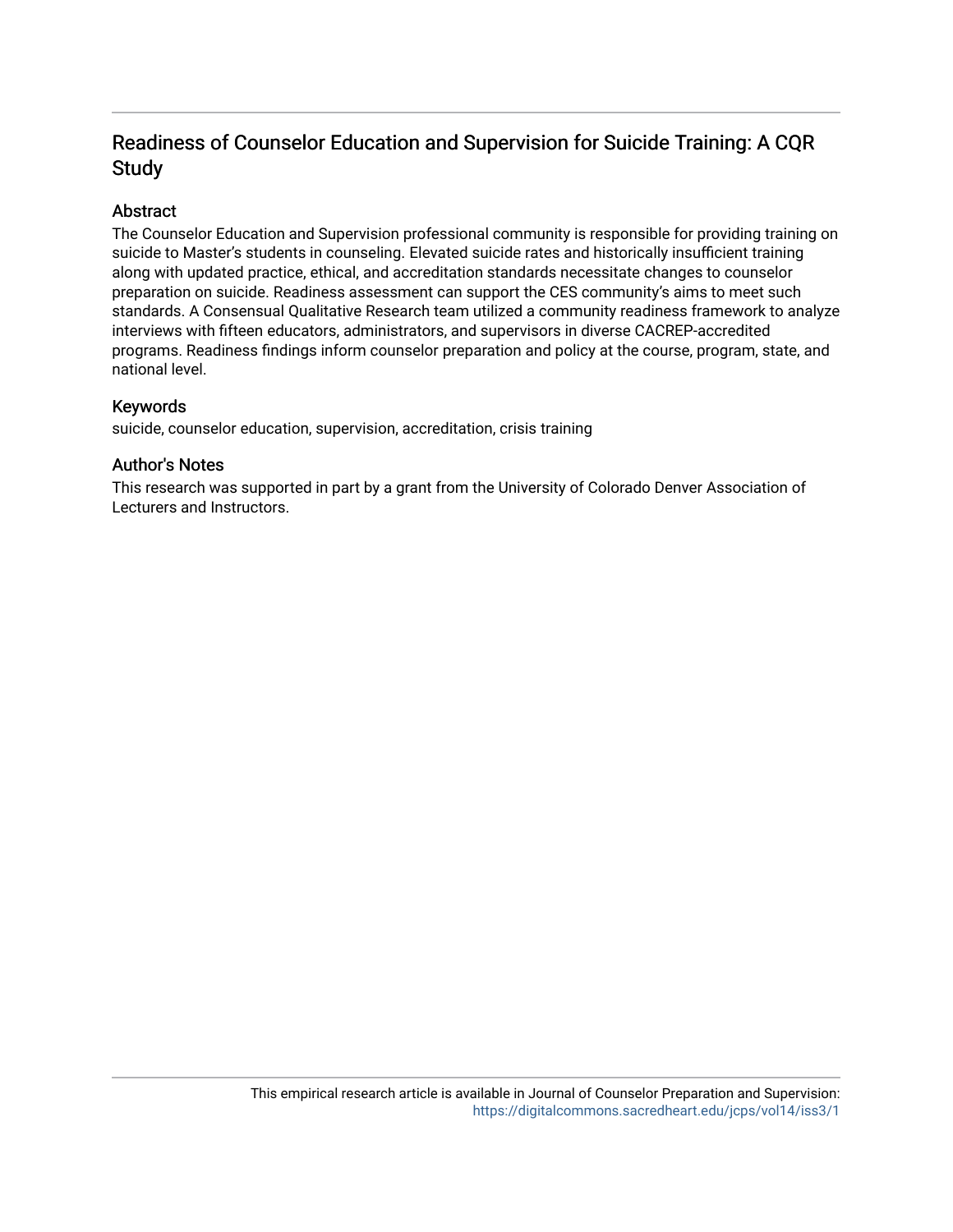# Readiness of Counselor Education and Supervision for Suicide Training: A CQR Study

## Abstract

The Counselor Education and Supervision professional community is responsible for providing training on suicide to Master's students in counseling. Elevated suicide rates and historically insufficient training along with updated practice, ethical, and accreditation standards necessitate changes to counselor preparation on suicide. Readiness assessment can support the CES community's aims to meet such standards. A Consensual Qualitative Research team utilized a community readiness framework to analyze interviews with fifteen educators, administrators, and supervisors in diverse CACREP-accredited programs. Readiness findings inform counselor preparation and policy at the course, program, state, and national level.

## Keywords

suicide, counselor education, supervision, accreditation, crisis training

## Author's Notes

This research was supported in part by a grant from the University of Colorado Denver Association of Lecturers and Instructors.

This empirical research article is available in Journal of Counselor Preparation and Supervision: https://digitalcommons.sacredheart.edu/jcps/vol14/iss3/1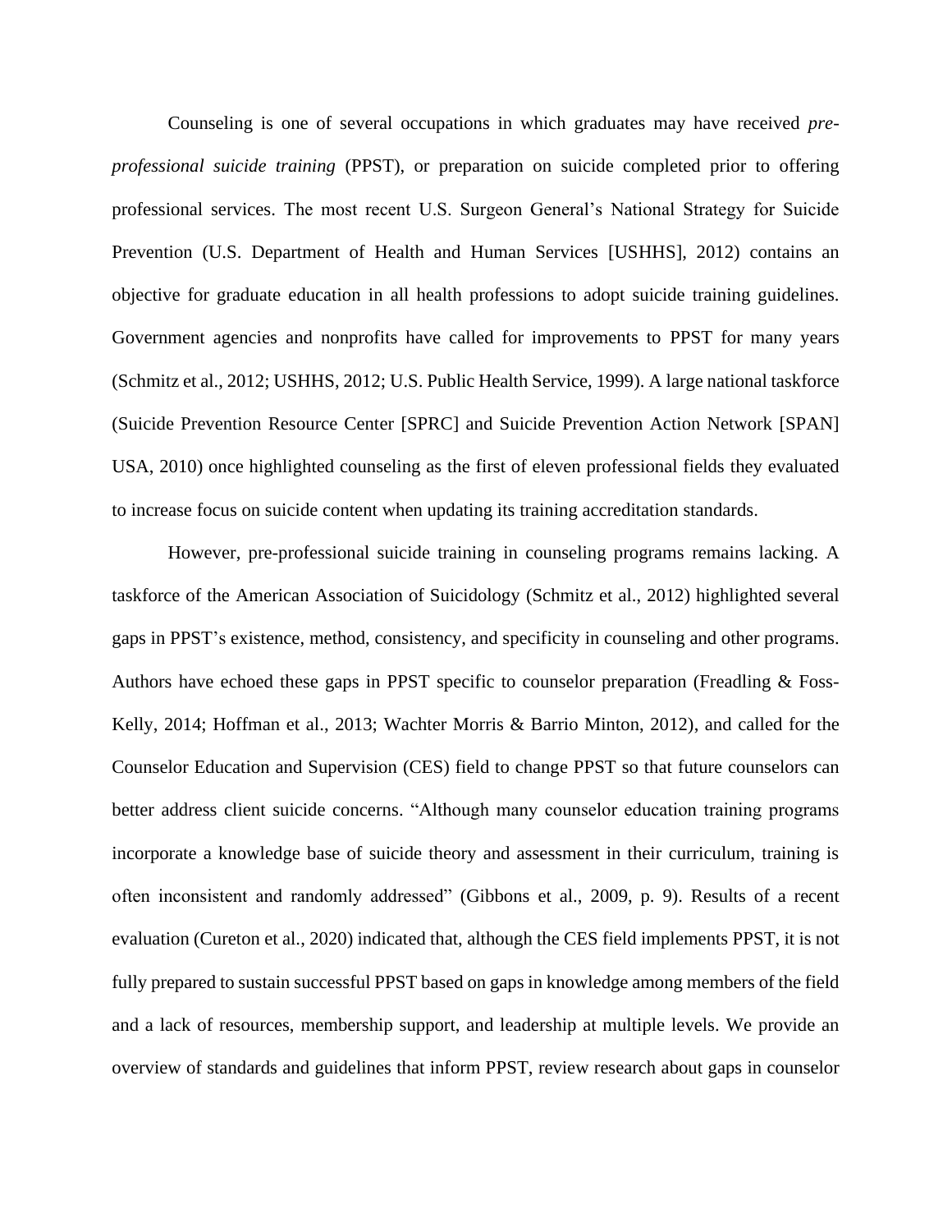Counseling is one of several occupations in which graduates may have received *pre-professional suicide training* (PPST), or preparation on suicide completed prior to offering professional services. The most recent U.S. Surgeon General's National Strategy for Suicide Prevention (U.S. Department of Health and Human Services [USHHS], 2012) contains an objective for graduate education in all health professions to adopt suicide training guidelines. Government agencies and nonprofits have called for improvements to PPST for many years (Schmitz et al., 2012; USHHS, 2012; U.S. Public Health Service, 1999). A large national taskforce (Suicide Prevention Resource Center [SPRC] and Suicide Prevention Action Network [SPAN] USA, 2010) once highlighted counseling as the first of eleven professional fields they evaluated to increase focus on suicide content when updating its training accreditation standards.

However, pre-professional suicide training in counseling programs remains lacking. A taskforce of the American Association of Suicidology (Schmitz et al., 2012) highlighted several gaps in PPST's existence, method, consistency, and specificity in counseling and other programs. Authors have echoed these gaps in PPST specific to counselor preparation (Freadling & Foss-Kelly, 2014; Hoffman et al., 2013; Wachter Morris & Barrio Minton, 2012), and called for the Counselor Education and Supervision (CES) field to change PPST so that future counselors can better address client suicide concerns. "Although many counselor education training programs incorporate a knowledge base of suicide theory and assessment in their curriculum, training is often inconsistent and randomly addressed" (Gibbons et al., 2009, p. 9). Results of a recent evaluation (Cureton et al., 2020) indicated that, although the CES field implements PPST, it is not fully prepared to sustain successful PPST based on gaps in knowledge among members of the field and a lack of resources, membership support, and leadership at multiple levels. We provide an overview of standards and guidelines that inform PPST, review research about gaps in counselor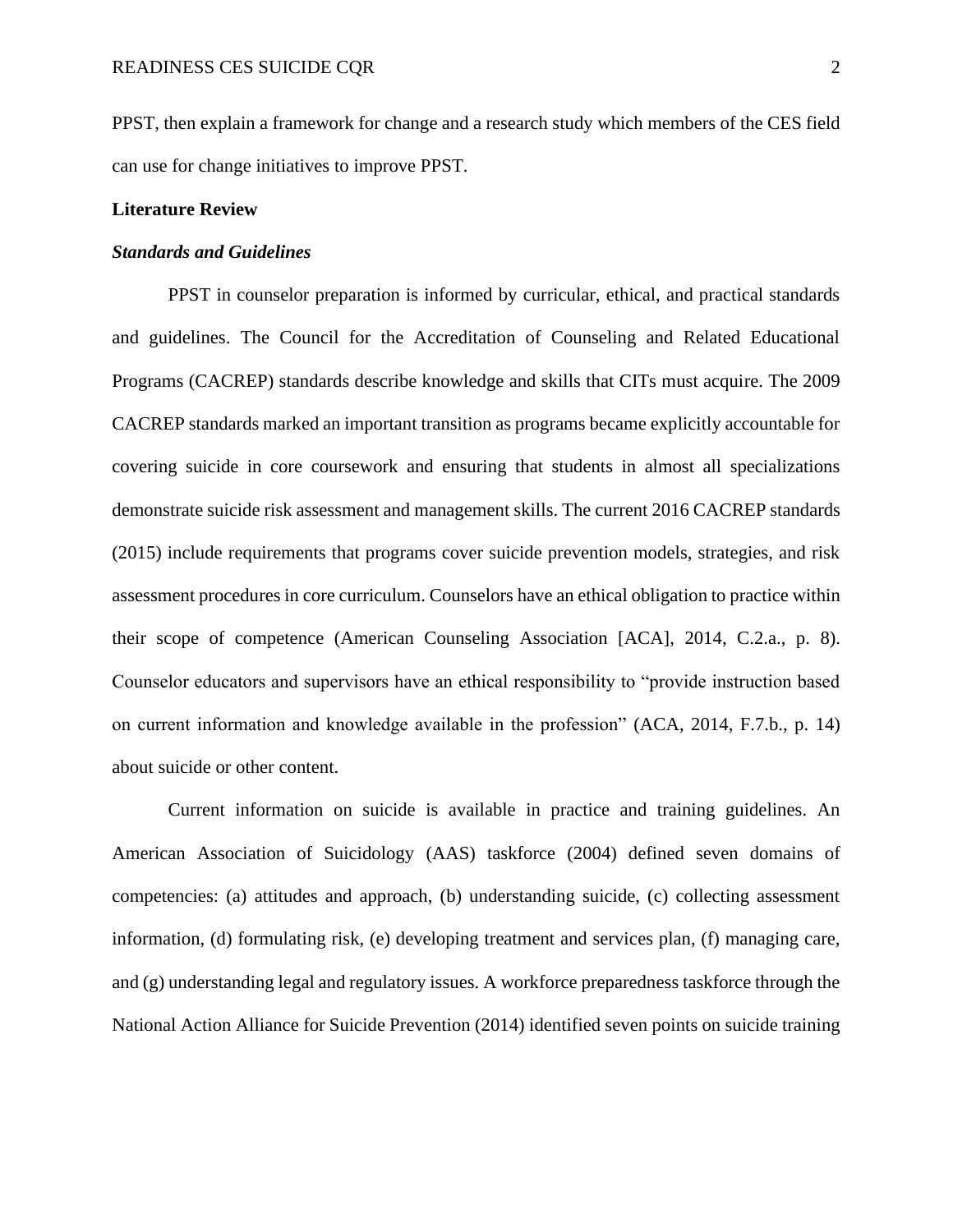PPST, then explain a framework for change and a research study which members of the CES field can use for change initiatives to improve PPST.

## Literature Review

### *Standards and Guidelines*

PPST in counselor preparation is informed by curricular, ethical, and practical standards and guidelines. The Council for the Accreditation of Counseling and Related Educational Programs (CACREP) standards describe knowledge and skills that CITs must acquire. The 2009 CACREP standards marked an important transition as programs became explicitly accountable for covering suicide in core coursework and ensuring that students in almost all specializations demonstrate suicide risk assessment and management skills. The current 2016 CACREP standards (2015) include requirements that programs cover suicide prevention models, strategies, and risk assessment procedures in core curriculum. Counselors have an ethical obligation to practice within their scope of competence (American Counseling Association [ACA], 2014, C.2.a., p. 8). Counselor educators and supervisors have an ethical responsibility to "provide instruction based on current information and knowledge available in the profession" (ACA, 2014, F.7.b., p. 14) about suicide or other content.

Current information on suicide is available in practice and training guidelines. An American Association of Suicidology (AAS) taskforce (2004) defined seven domains of competencies: (a) attitudes and approach, (b) understanding suicide, (c) collecting assessment information, (d) formulating risk, (e) developing treatment and services plan, (f) managing care, and (g) understanding legal and regulatory issues. A workforce preparedness taskforce through the National Action Alliance for Suicide Prevention (2014) identified seven points on suicide training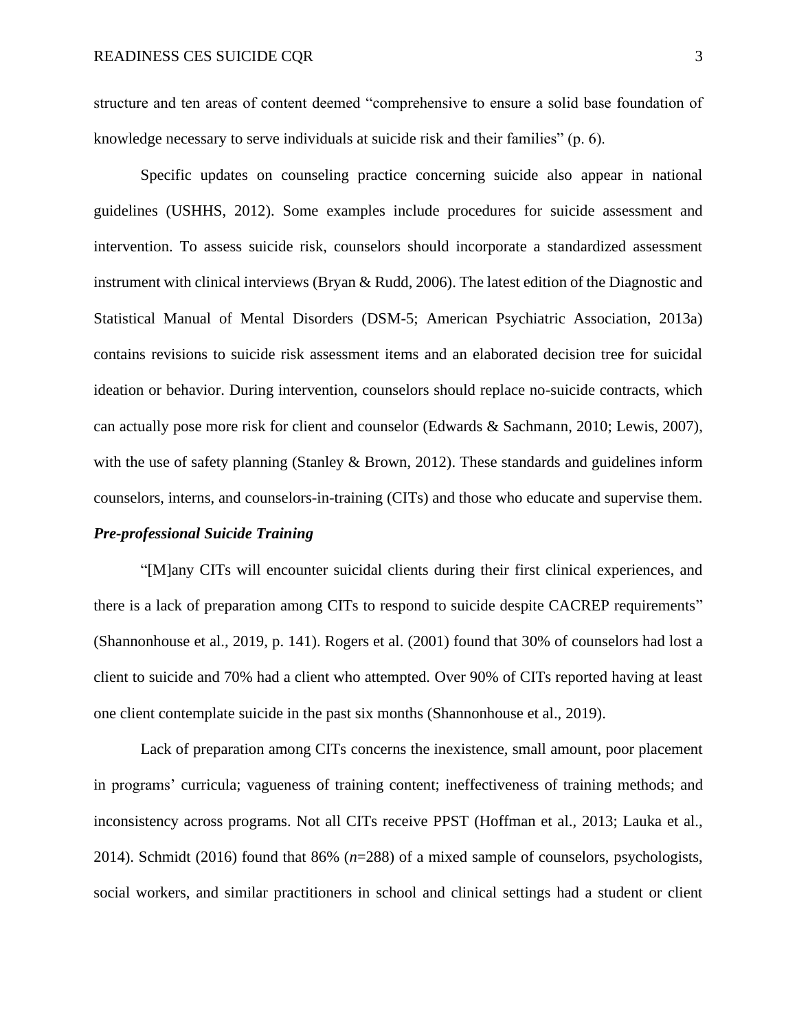structure and ten areas of content deemed "comprehensive to ensure a solid base foundation of knowledge necessary to serve individuals at suicide risk and their families" (p. 6).

Specific updates on counseling practice concerning suicide also appear in national guidelines (USHHS, 2012). Some examples include procedures for suicide assessment and intervention. To assess suicide risk, counselors should incorporate a standardized assessment instrument with clinical interviews (Bryan & Rudd, 2006). The latest edition of the Diagnostic and Statistical Manual of Mental Disorders (DSM-5; American Psychiatric Association, 2013a) contains revisions to suicide risk assessment items and an elaborated decision tree for suicidal ideation or behavior. During intervention, counselors should replace no-suicide contracts, which can actually pose more risk for client and counselor (Edwards & Sachmann, 2010; Lewis, 2007), with the use of safety planning (Stanley & Brown, 2012). These standards and guidelines inform counselors, interns, and counselors-in-training (CITs) and those who educate and supervise them.

### ***Pre-professional Suicide Training***

"[M]any CITs will encounter suicidal clients during their first clinical experiences, and there is a lack of preparation among CITs to respond to suicide despite CACREP requirements" (Shannonhouse et al., 2019, p. 141). Rogers et al. (2001) found that 30% of counselors had lost a client to suicide and 70% had a client who attempted. Over 90% of CITs reported having at least one client contemplate suicide in the past six months (Shannonhouse et al., 2019).

Lack of preparation among CITs concerns the inexistence, small amount, poor placement in programs' curricula; vagueness of training content; ineffectiveness of training methods; and inconsistency across programs. Not all CITs receive PPST (Hoffman et al., 2013; Lauka et al., 2014). Schmidt (2016) found that 86% (*n*=288) of a mixed sample of counselors, psychologists, social workers, and similar practitioners in school and clinical settings had a student or client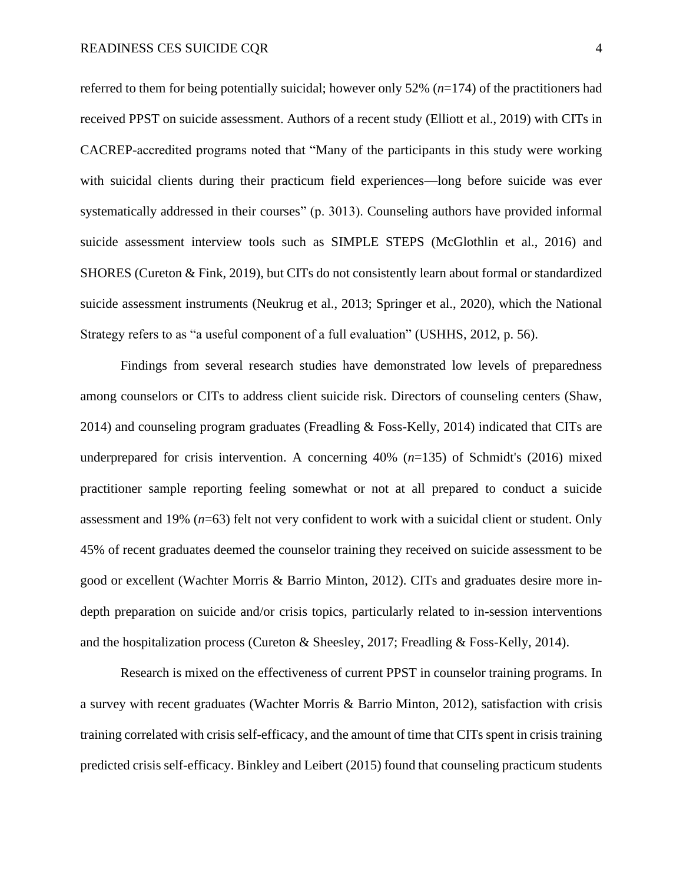referred to them for being potentially suicidal; however only 52% (*n*=174) of the practitioners had received PPST on suicide assessment. Authors of a recent study (Elliott et al., 2019) with CITs in CACREP-accredited programs noted that "Many of the participants in this study were working with suicidal clients during their practicum field experiences—long before suicide was ever systematically addressed in their courses" (p. 3013). Counseling authors have provided informal suicide assessment interview tools such as SIMPLE STEPS (McGlothlin et al., 2016) and SHORES (Cureton & Fink, 2019), but CITs do not consistently learn about formal or standardized suicide assessment instruments (Neukrug et al., 2013; Springer et al., 2020), which the National Strategy refers to as "a useful component of a full evaluation" (USHHS, 2012, p. 56).

Findings from several research studies have demonstrated low levels of preparedness among counselors or CITs to address client suicide risk. Directors of counseling centers (Shaw, 2014) and counseling program graduates (Freadling & Foss-Kelly, 2014) indicated that CITs are underprepared for crisis intervention. A concerning 40% (*n*=135) of Schmidt's (2016) mixed practitioner sample reporting feeling somewhat or not at all prepared to conduct a suicide assessment and 19% (*n*=63) felt not very confident to work with a suicidal client or student. Only 45% of recent graduates deemed the counselor training they received on suicide assessment to be good or excellent (Wachter Morris & Barrio Minton, 2012). CITs and graduates desire more in-depth preparation on suicide and/or crisis topics, particularly related to in-session interventions and the hospitalization process (Cureton & Sheesley, 2017; Freadling & Foss-Kelly, 2014).

Research is mixed on the effectiveness of current PPST in counselor training programs. In a survey with recent graduates (Wachter Morris & Barrio Minton, 2012), satisfaction with crisis training correlated with crisis self-efficacy, and the amount of time that CITs spent in crisis training predicted crisis self-efficacy. Binkley and Leibert (2015) found that counseling practicum students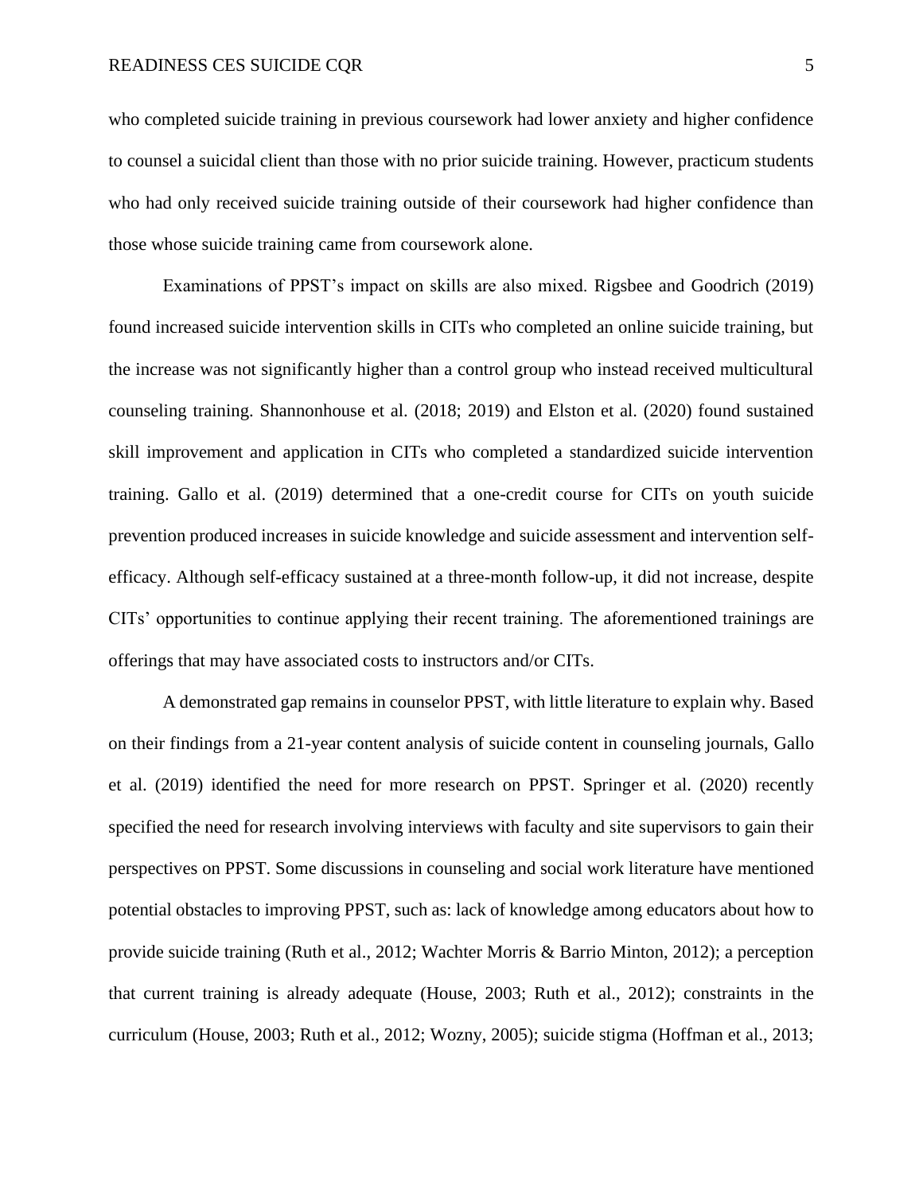who completed suicide training in previous coursework had lower anxiety and higher confidence to counsel a suicidal client than those with no prior suicide training. However, practicum students who had only received suicide training outside of their coursework had higher confidence than those whose suicide training came from coursework alone.

Examinations of PPST's impact on skills are also mixed. Rigsbee and Goodrich (2019) found increased suicide intervention skills in CITs who completed an online suicide training, but the increase was not significantly higher than a control group who instead received multicultural counseling training. Shannonhouse et al. (2018; 2019) and Elston et al. (2020) found sustained skill improvement and application in CITs who completed a standardized suicide intervention training. Gallo et al. (2019) determined that a one-credit course for CITs on youth suicide prevention produced increases in suicide knowledge and suicide assessment and intervention self-efficacy. Although self-efficacy sustained at a three-month follow-up, it did not increase, despite CITs' opportunities to continue applying their recent training. The aforementioned trainings are offerings that may have associated costs to instructors and/or CITs.

A demonstrated gap remains in counselor PPST, with little literature to explain why. Based on their findings from a 21-year content analysis of suicide content in counseling journals, Gallo et al. (2019) identified the need for more research on PPST. Springer et al. (2020) recently specified the need for research involving interviews with faculty and site supervisors to gain their perspectives on PPST. Some discussions in counseling and social work literature have mentioned potential obstacles to improving PPST, such as: lack of knowledge among educators about how to provide suicide training (Ruth et al., 2012; Wachter Morris & Barrio Minton, 2012); a perception that current training is already adequate (House, 2003; Ruth et al., 2012); constraints in the curriculum (House, 2003; Ruth et al., 2012; Wozny, 2005); suicide stigma (Hoffman et al., 2013;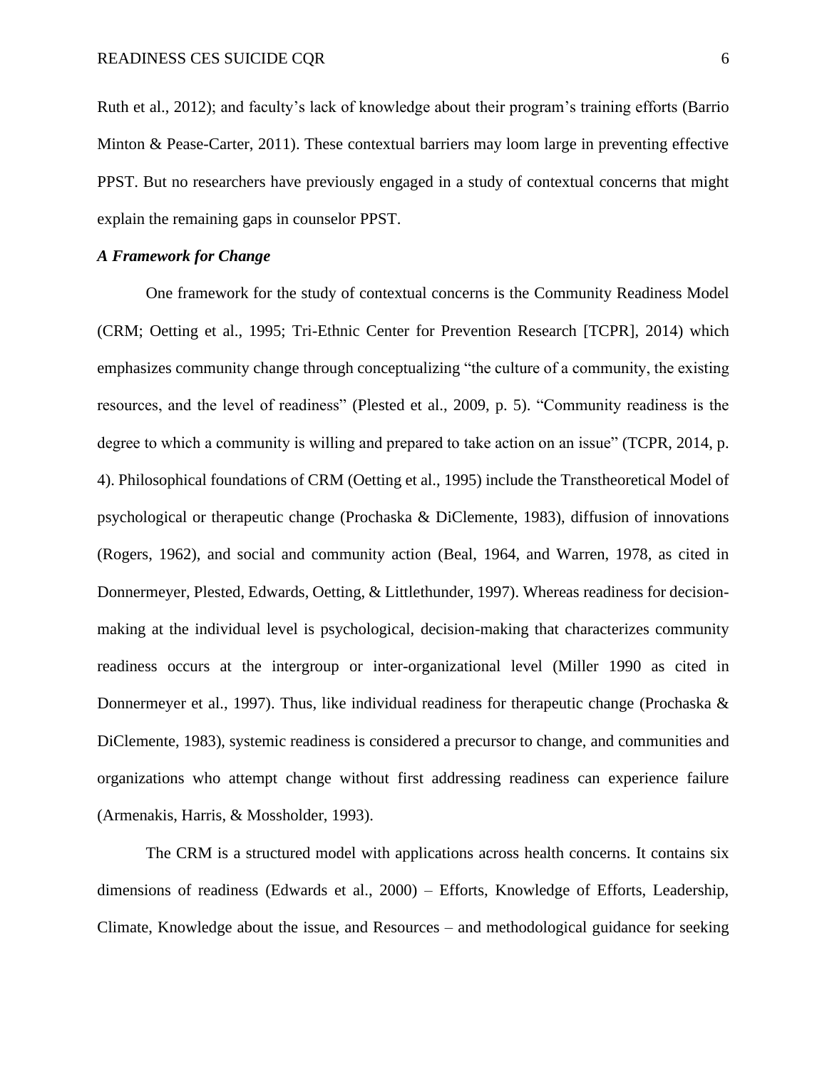Ruth et al., 2012); and faculty's lack of knowledge about their program's training efforts (Barrio Minton & Pease-Carter, 2011). These contextual barriers may loom large in preventing effective PPST. But no researchers have previously engaged in a study of contextual concerns that might explain the remaining gaps in counselor PPST.

### *A Framework for Change*

One framework for the study of contextual concerns is the Community Readiness Model (CRM; Oetting et al., 1995; Tri-Ethnic Center for Prevention Research [TCPR], 2014) which emphasizes community change through conceptualizing "the culture of a community, the existing resources, and the level of readiness" (Plested et al., 2009, p. 5). "Community readiness is the degree to which a community is willing and prepared to take action on an issue" (TCPR, 2014, p. 4). Philosophical foundations of CRM (Oetting et al., 1995) include the Transtheoretical Model of psychological or therapeutic change (Prochaska & DiClemente, 1983), diffusion of innovations (Rogers, 1962), and social and community action (Beal, 1964, and Warren, 1978, as cited in Donnermeyer, Plested, Edwards, Oetting, & Littlethunder, 1997). Whereas readiness for decision-making at the individual level is psychological, decision-making that characterizes community readiness occurs at the intergroup or inter-organizational level (Miller 1990 as cited in Donnermeyer et al., 1997). Thus, like individual readiness for therapeutic change (Prochaska & DiClemente, 1983), systemic readiness is considered a precursor to change, and communities and organizations who attempt change without first addressing readiness can experience failure (Armenakis, Harris, & Mossholder, 1993).

The CRM is a structured model with applications across health concerns. It contains six dimensions of readiness (Edwards et al., 2000) – Efforts, Knowledge of Efforts, Leadership, Climate, Knowledge about the issue, and Resources – and methodological guidance for seeking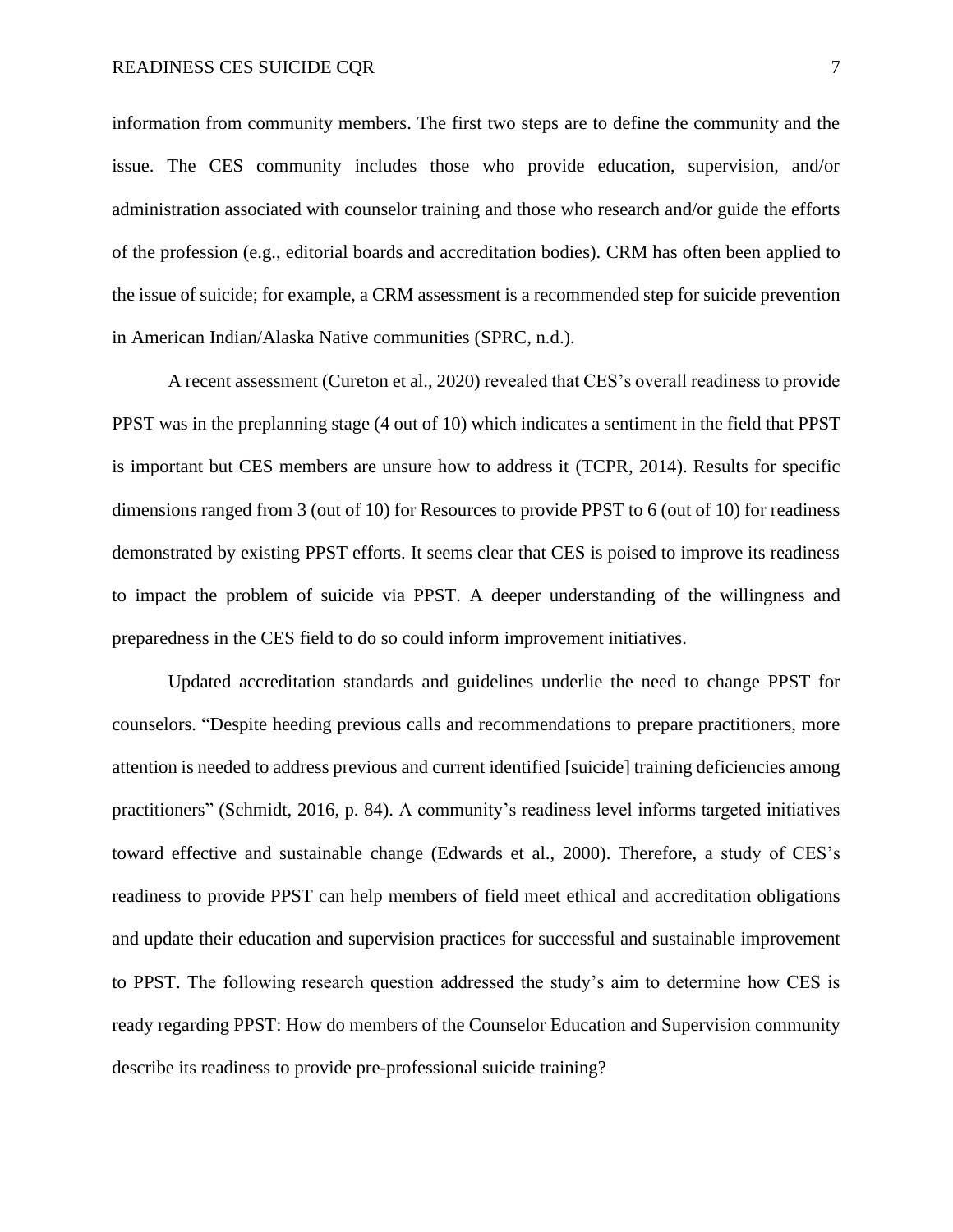information from community members. The first two steps are to define the community and the issue. The CES community includes those who provide education, supervision, and/or administration associated with counselor training and those who research and/or guide the efforts of the profession (e.g., editorial boards and accreditation bodies). CRM has often been applied to the issue of suicide; for example, a CRM assessment is a recommended step for suicide prevention in American Indian/Alaska Native communities (SPRC, n.d.).

A recent assessment (Cureton et al., 2020) revealed that CES's overall readiness to provide PPST was in the preplanning stage (4 out of 10) which indicates a sentiment in the field that PPST is important but CES members are unsure how to address it (TCPR, 2014). Results for specific dimensions ranged from 3 (out of 10) for Resources to provide PPST to 6 (out of 10) for readiness demonstrated by existing PPST efforts. It seems clear that CES is poised to improve its readiness to impact the problem of suicide via PPST. A deeper understanding of the willingness and preparedness in the CES field to do so could inform improvement initiatives.

Updated accreditation standards and guidelines underlie the need to change PPST for counselors. "Despite heeding previous calls and recommendations to prepare practitioners, more attention is needed to address previous and current identified [suicide] training deficiencies among practitioners" (Schmidt, 2016, p. 84). A community's readiness level informs targeted initiatives toward effective and sustainable change (Edwards et al., 2000). Therefore, a study of CES's readiness to provide PPST can help members of field meet ethical and accreditation obligations and update their education and supervision practices for successful and sustainable improvement to PPST. The following research question addressed the study's aim to determine how CES is ready regarding PPST: How do members of the Counselor Education and Supervision community describe its readiness to provide pre-professional suicide training?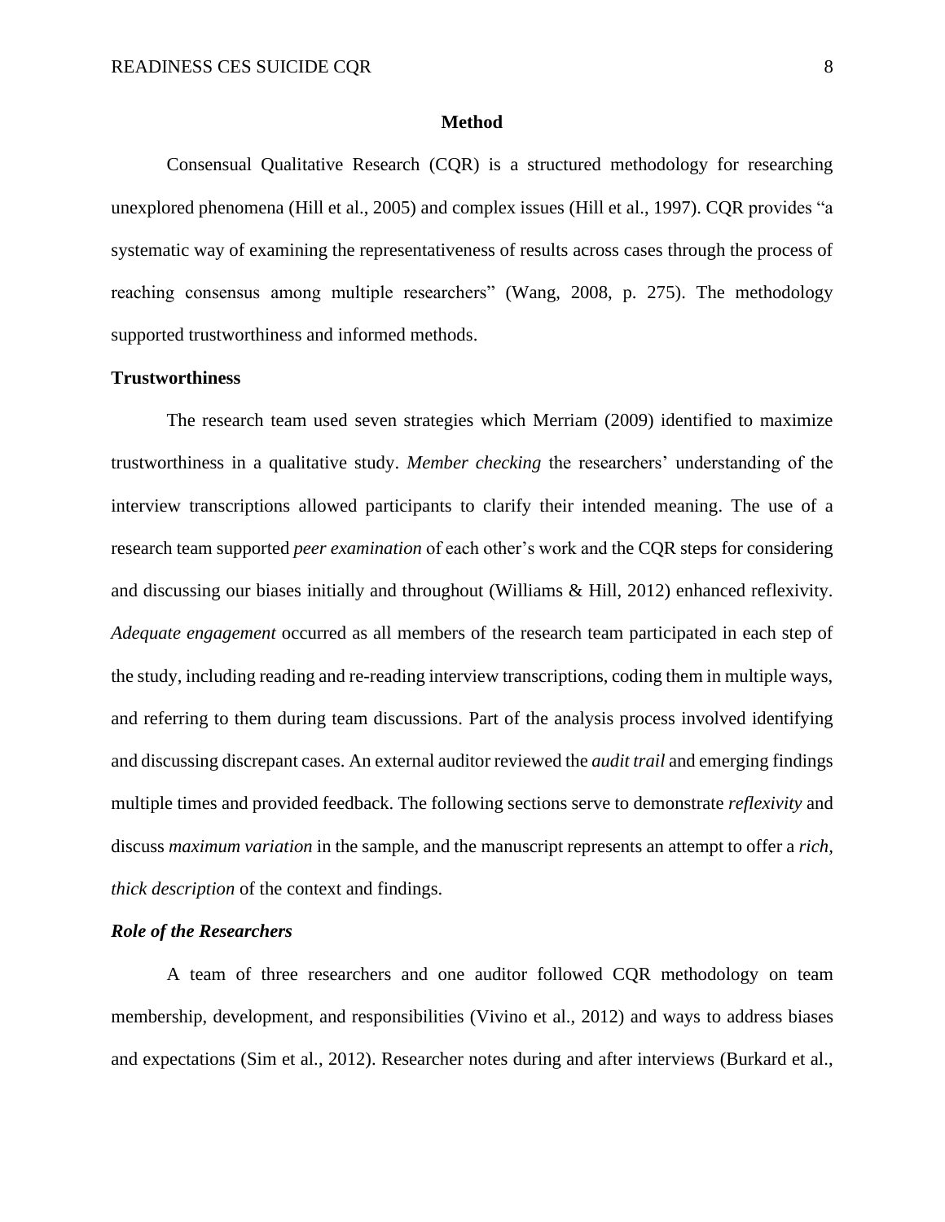## Method

Consensual Qualitative Research (CQR) is a structured methodology for researching unexplored phenomena (Hill et al., 2005) and complex issues (Hill et al., 1997). CQR provides "a systematic way of examining the representativeness of results across cases through the process of reaching consensus among multiple researchers" (Wang, 2008, p. 275). The methodology supported trustworthiness and informed methods.

### Trustworthiness

The research team used seven strategies which Merriam (2009) identified to maximize trustworthiness in a qualitative study. *Member checking* the researchers' understanding of the interview transcriptions allowed participants to clarify their intended meaning. The use of a research team supported *peer examination* of each other's work and the CQR steps for considering and discussing our biases initially and throughout (Williams & Hill, 2012) enhanced reflexivity. *Adequate engagement* occurred as all members of the research team participated in each step of the study, including reading and re-reading interview transcriptions, coding them in multiple ways, and referring to them during team discussions. Part of the analysis process involved identifying and discussing discrepant cases. An external auditor reviewed the *audit trail* and emerging findings multiple times and provided feedback. The following sections serve to demonstrate *reflexivity* and discuss *maximum variation* in the sample, and the manuscript represents an attempt to offer a *rich, thick description* of the context and findings.

#### *Role of the Researchers*

A team of three researchers and one auditor followed CQR methodology on team membership, development, and responsibilities (Vivino et al., 2012) and ways to address biases and expectations (Sim et al., 2012). Researcher notes during and after interviews (Burkard et al.,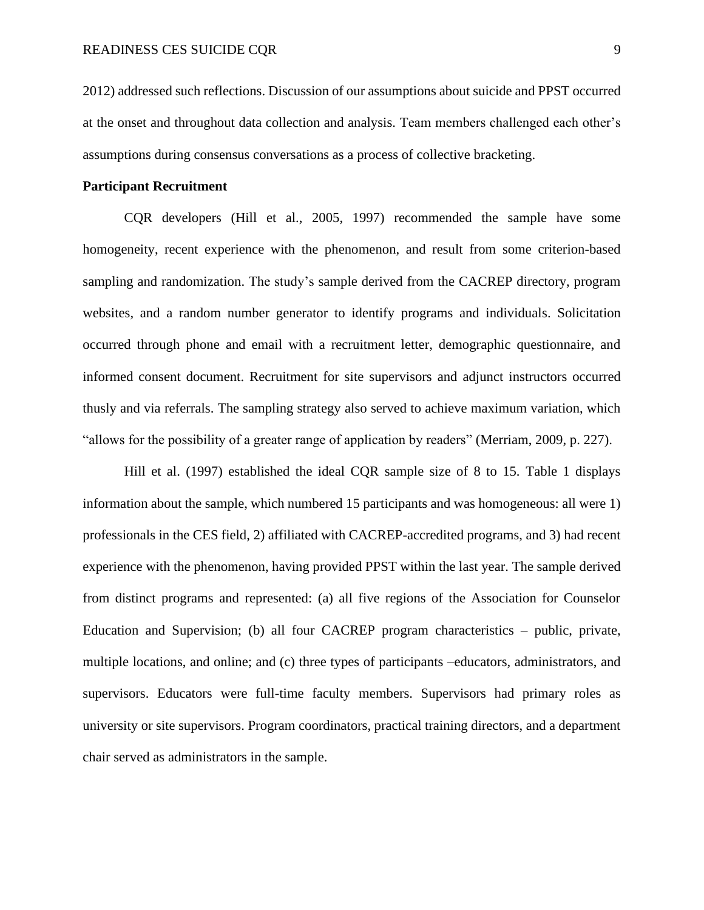2012) addressed such reflections. Discussion of our assumptions about suicide and PPST occurred at the onset and throughout data collection and analysis. Team members challenged each other's assumptions during consensus conversations as a process of collective bracketing.

**Participant Recruitment**

CQR developers (Hill et al., 2005, 1997) recommended the sample have some homogeneity, recent experience with the phenomenon, and result from some criterion-based sampling and randomization. The study's sample derived from the CACREP directory, program websites, and a random number generator to identify programs and individuals. Solicitation occurred through phone and email with a recruitment letter, demographic questionnaire, and informed consent document. Recruitment for site supervisors and adjunct instructors occurred thusly and via referrals. The sampling strategy also served to achieve maximum variation, which "allows for the possibility of a greater range of application by readers" (Merriam, 2009, p. 227).

Hill et al. (1997) established the ideal CQR sample size of 8 to 15. Table 1 displays information about the sample, which numbered 15 participants and was homogeneous: all were 1) professionals in the CES field, 2) affiliated with CACREP-accredited programs, and 3) had recent experience with the phenomenon, having provided PPST within the last year. The sample derived from distinct programs and represented: (a) all five regions of the Association for Counselor Education and Supervision; (b) all four CACREP program characteristics – public, private, multiple locations, and online; and (c) three types of participants –educators, administrators, and supervisors. Educators were full-time faculty members. Supervisors had primary roles as university or site supervisors. Program coordinators, practical training directors, and a department chair served as administrators in the sample.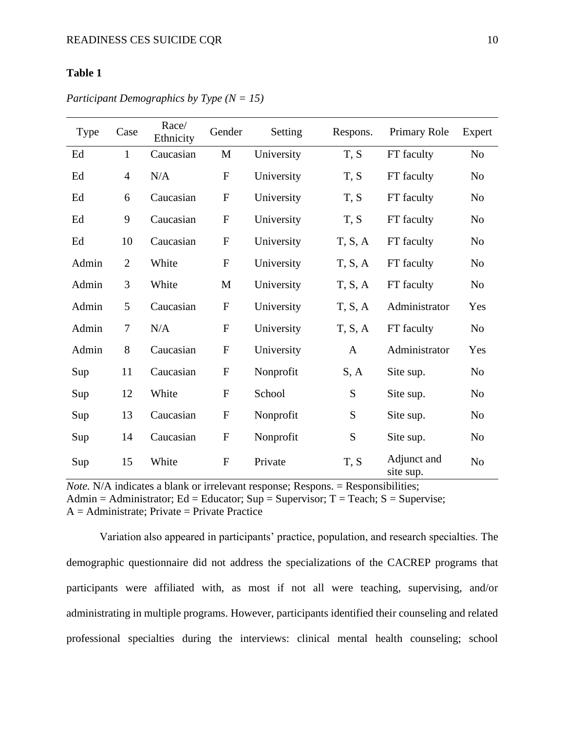**Table 1**

*Participant Demographics by Type (N = 15)*

| Type | Case | Race/ Ethnicity | Gender | Setting | Respons. | Primary Role | Expert |
|---|---|---|---|---|---|---|---|
| Ed | 1 | Caucasian | M | University | T, S | FT faculty | No |
| Ed | 4 | N/A | F | University | T, S | FT faculty | No |
| Ed | 6 | Caucasian | F | University | T, S | FT faculty | No |
| Ed | 9 | Caucasian | F | University | T, S | FT faculty | No |
| Ed | 10 | Caucasian | F | University | T, S, A | FT faculty | No |
| Admin | 2 | White | F | University | T, S, A | FT faculty | No |
| Admin | 3 | White | M | University | T, S, A | FT faculty | No |
| Admin | 5 | Caucasian | F | University | T, S, A | Administrator | Yes |
| Admin | 7 | N/A | F | University | T, S, A | FT faculty | No |
| Admin | 8 | Caucasian | F | University | A | Administrator | Yes |
| Sup | 11 | Caucasian | F | Nonprofit | S, A | Site sup. | No |
| Sup | 12 | White | F | School | S | Site sup. | No |
| Sup | 13 | Caucasian | F | Nonprofit | S | Site sup. | No |
| Sup | 14 | Caucasian | F | Nonprofit | S | Site sup. | No |
| Sup | 15 | White | F | Private | T, S | Adjunct and site sup. | No |

*Note.* N/A indicates a blank or irrelevant response; Respons. = Responsibilities; Admin = Administrator; Ed = Educator; Sup = Supervisor; T = Teach; S = Supervise; A = Administrate; Private = Private Practice

Variation also appeared in participants' practice, population, and research specialties. The demographic questionnaire did not address the specializations of the CACREP programs that participants were affiliated with, as most if not all were teaching, supervising, and/or administrating in multiple programs. However, participants identified their counseling and related professional specialties during the interviews: clinical mental health counseling; school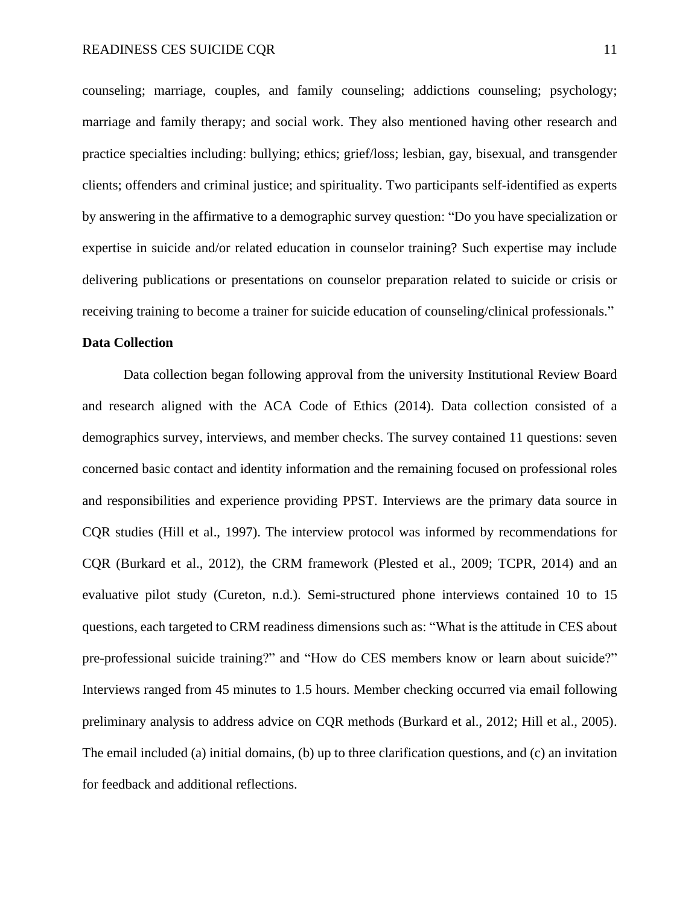counseling; marriage, couples, and family counseling; addictions counseling; psychology; marriage and family therapy; and social work. They also mentioned having other research and practice specialties including: bullying; ethics; grief/loss; lesbian, gay, bisexual, and transgender clients; offenders and criminal justice; and spirituality. Two participants self-identified as experts by answering in the affirmative to a demographic survey question: "Do you have specialization or expertise in suicide and/or related education in counselor training? Such expertise may include delivering publications or presentations on counselor preparation related to suicide or crisis or receiving training to become a trainer for suicide education of counseling/clinical professionals."

**Data Collection**

Data collection began following approval from the university Institutional Review Board and research aligned with the ACA Code of Ethics (2014). Data collection consisted of a demographics survey, interviews, and member checks. The survey contained 11 questions: seven concerned basic contact and identity information and the remaining focused on professional roles and responsibilities and experience providing PPST. Interviews are the primary data source in CQR studies (Hill et al., 1997). The interview protocol was informed by recommendations for CQR (Burkard et al., 2012), the CRM framework (Plested et al., 2009; TCPR, 2014) and an evaluative pilot study (Cureton, n.d.). Semi-structured phone interviews contained 10 to 15 questions, each targeted to CRM readiness dimensions such as: "What is the attitude in CES about pre-professional suicide training?" and "How do CES members know or learn about suicide?" Interviews ranged from 45 minutes to 1.5 hours. Member checking occurred via email following preliminary analysis to address advice on CQR methods (Burkard et al., 2012; Hill et al., 2005). The email included (a) initial domains, (b) up to three clarification questions, and (c) an invitation for feedback and additional reflections.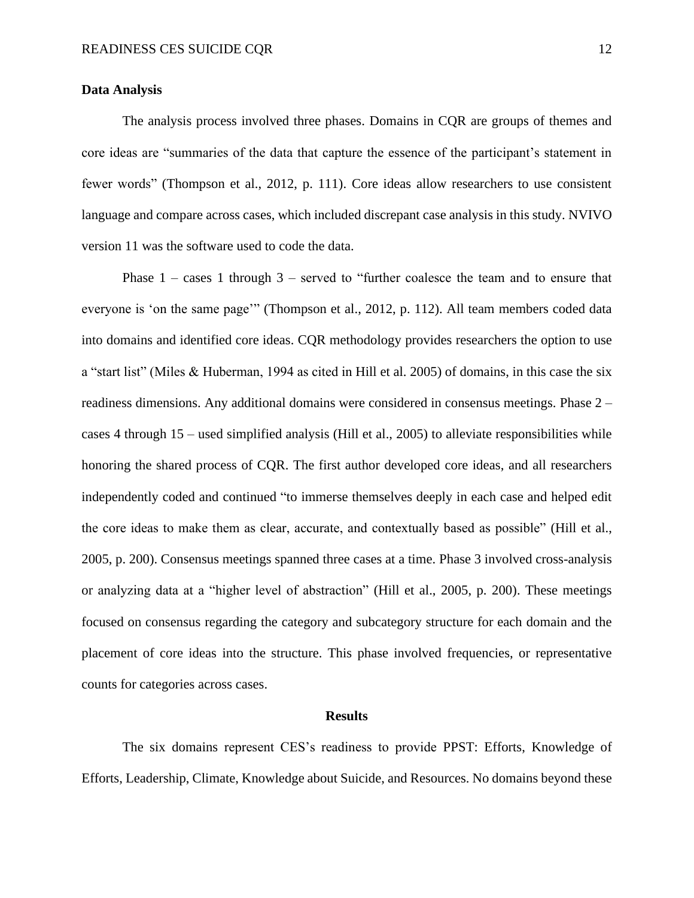**Data Analysis**

The analysis process involved three phases. Domains in CQR are groups of themes and core ideas are "summaries of the data that capture the essence of the participant's statement in fewer words" (Thompson et al., 2012, p. 111). Core ideas allow researchers to use consistent language and compare across cases, which included discrepant case analysis in this study. NVIVO version 11 was the software used to code the data.

Phase 1 – cases 1 through 3 – served to "further coalesce the team and to ensure that everyone is 'on the same page'" (Thompson et al., 2012, p. 112). All team members coded data into domains and identified core ideas. CQR methodology provides researchers the option to use a "start list" (Miles & Huberman, 1994 as cited in Hill et al. 2005) of domains, in this case the six readiness dimensions. Any additional domains were considered in consensus meetings. Phase 2 – cases 4 through 15 – used simplified analysis (Hill et al., 2005) to alleviate responsibilities while honoring the shared process of CQR. The first author developed core ideas, and all researchers independently coded and continued "to immerse themselves deeply in each case and helped edit the core ideas to make them as clear, accurate, and contextually based as possible" (Hill et al., 2005, p. 200). Consensus meetings spanned three cases at a time. Phase 3 involved cross-analysis or analyzing data at a "higher level of abstraction" (Hill et al., 2005, p. 200). These meetings focused on consensus regarding the category and subcategory structure for each domain and the placement of core ideas into the structure. This phase involved frequencies, or representative counts for categories across cases.

## Results

The six domains represent CES's readiness to provide PPST: Efforts, Knowledge of Efforts, Leadership, Climate, Knowledge about Suicide, and Resources. No domains beyond these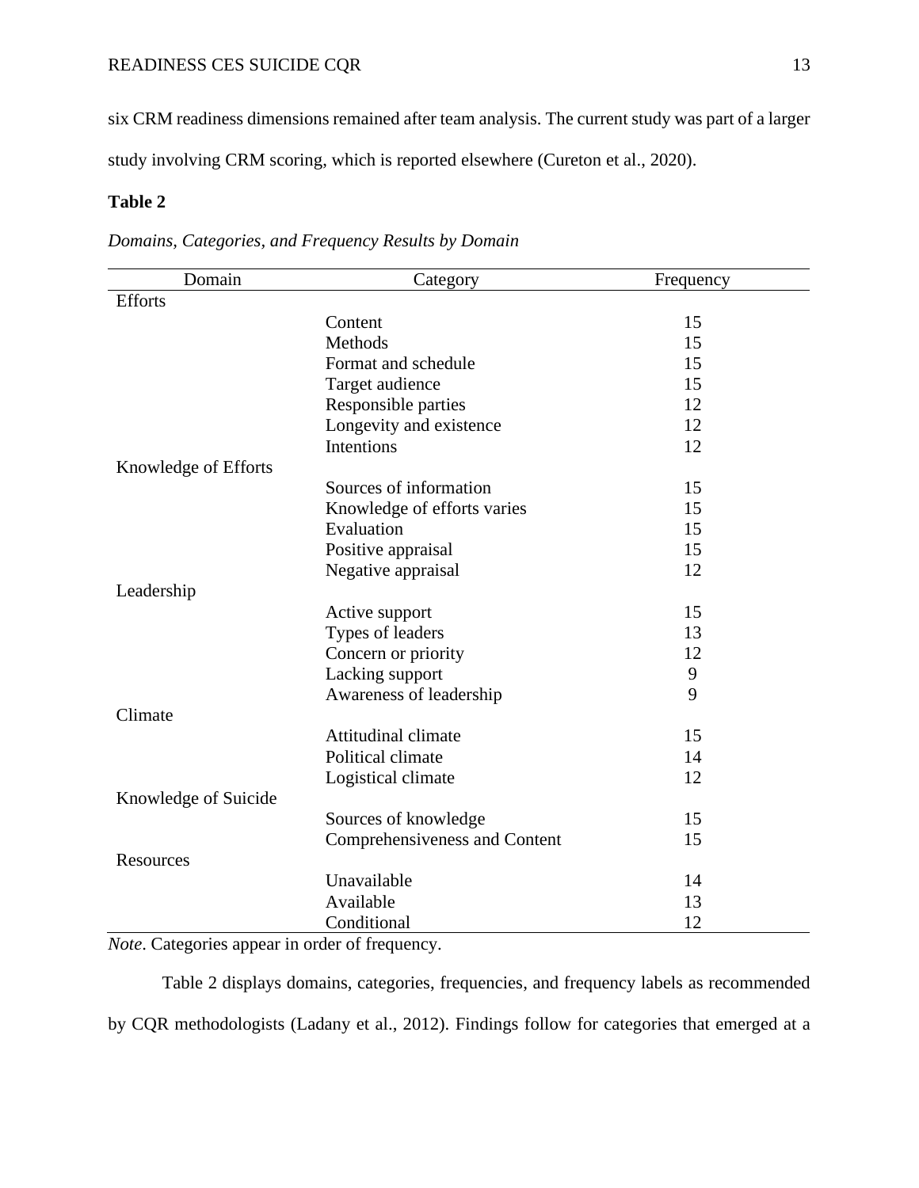six CRM readiness dimensions remained after team analysis. The current study was part of a larger study involving CRM scoring, which is reported elsewhere (Cureton et al., 2020).

**Table 2**

*Domains, Categories, and Frequency Results by Domain*

| Domain | Category | Frequency |
|---|---|---|
| Efforts | | |
| | Content | 15 |
| | Methods | 15 |
| | Format and schedule | 15 |
| | Target audience | 15 |
| | Responsible parties | 12 |
| | Longevity and existence | 12 |
| | Intentions | 12 |
| Knowledge of Efforts | | |
| | Sources of information | 15 |
| | Knowledge of efforts varies | 15 |
| | Evaluation | 15 |
| | Positive appraisal | 15 |
| | Negative appraisal | 12 |
| Leadership | | |
| | Active support | 15 |
| | Types of leaders | 13 |
| | Concern or priority | 12 |
| | Lacking support | 9 |
| | Awareness of leadership | 9 |
| Climate | | |
| | Attitudinal climate | 15 |
| | Political climate | 14 |
| | Logistical climate | 12 |
| Knowledge of Suicide | | |
| | Sources of knowledge | 15 |
| | Comprehensiveness and Content | 15 |
| Resources | | |
| | Unavailable | 14 |
| | Available | 13 |
| | Conditional | 12 |

*Note*. Categories appear in order of frequency.

Table 2 displays domains, categories, frequencies, and frequency labels as recommended by CQR methodologists (Ladany et al., 2012). Findings follow for categories that emerged at a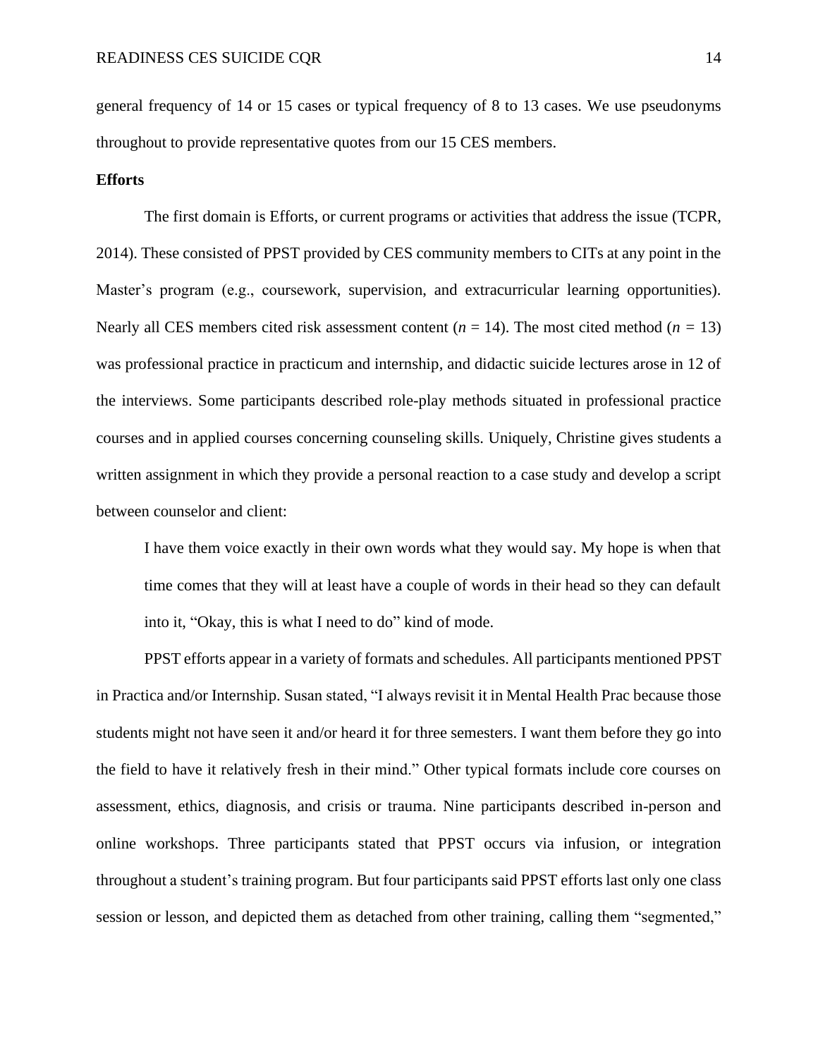general frequency of 14 or 15 cases or typical frequency of 8 to 13 cases. We use pseudonyms throughout to provide representative quotes from our 15 CES members.

**Efforts**

The first domain is Efforts, or current programs or activities that address the issue (TCPR, 2014). These consisted of PPST provided by CES community members to CITs at any point in the Master's program (e.g., coursework, supervision, and extracurricular learning opportunities). Nearly all CES members cited risk assessment content ($n$ = 14). The most cited method ($n$ = 13) was professional practice in practicum and internship, and didactic suicide lectures arose in 12 of the interviews. Some participants described role-play methods situated in professional practice courses and in applied courses concerning counseling skills. Uniquely, Christine gives students a written assignment in which they provide a personal reaction to a case study and develop a script between counselor and client:

> I have them voice exactly in their own words what they would say. My hope is when that time comes that they will at least have a couple of words in their head so they can default into it, "Okay, this is what I need to do" kind of mode.

PPST efforts appear in a variety of formats and schedules. All participants mentioned PPST in Practica and/or Internship. Susan stated, "I always revisit it in Mental Health Prac because those students might not have seen it and/or heard it for three semesters. I want them before they go into the field to have it relatively fresh in their mind." Other typical formats include core courses on assessment, ethics, diagnosis, and crisis or trauma. Nine participants described in-person and online workshops. Three participants stated that PPST occurs via infusion, or integration throughout a student's training program. But four participants said PPST efforts last only one class session or lesson, and depicted them as detached from other training, calling them "segmented,"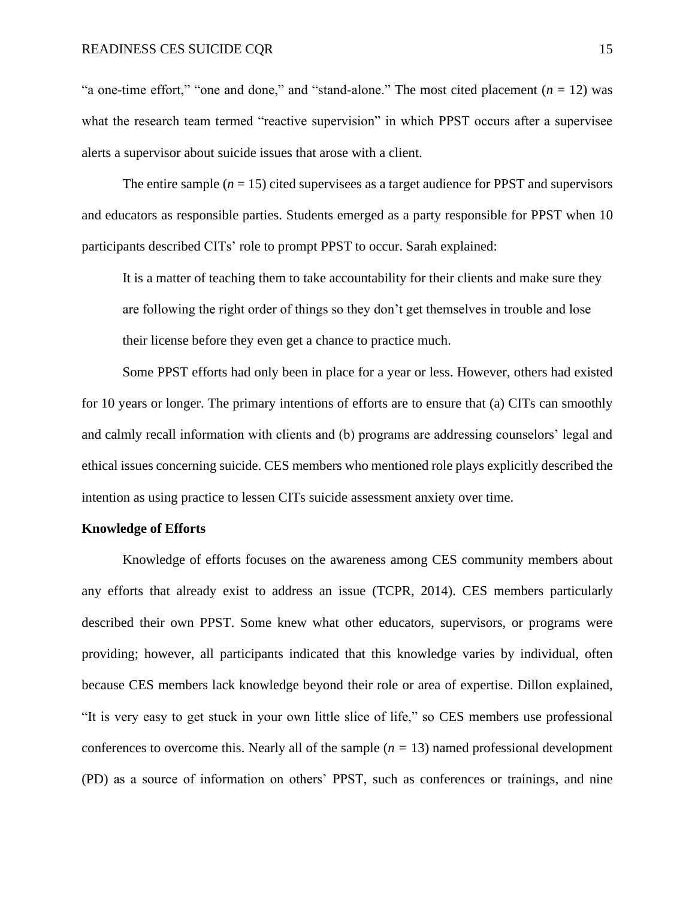"a one-time effort," "one and done," and "stand-alone." The most cited placement ($n$ = 12) was what the research team termed "reactive supervision" in which PPST occurs after a supervisee alerts a supervisor about suicide issues that arose with a client.

The entire sample ($n$ = 15) cited supervisees as a target audience for PPST and supervisors and educators as responsible parties. Students emerged as a party responsible for PPST when 10 participants described CITs' role to prompt PPST to occur. Sarah explained:

> It is a matter of teaching them to take accountability for their clients and make sure they are following the right order of things so they don't get themselves in trouble and lose their license before they even get a chance to practice much.

Some PPST efforts had only been in place for a year or less. However, others had existed for 10 years or longer. The primary intentions of efforts are to ensure that (a) CITs can smoothly and calmly recall information with clients and (b) programs are addressing counselors' legal and ethical issues concerning suicide. CES members who mentioned role plays explicitly described the intention as using practice to lessen CITs suicide assessment anxiety over time.

**Knowledge of Efforts**

Knowledge of efforts focuses on the awareness among CES community members about any efforts that already exist to address an issue (TCPR, 2014). CES members particularly described their own PPST. Some knew what other educators, supervisors, or programs were providing; however, all participants indicated that this knowledge varies by individual, often because CES members lack knowledge beyond their role or area of expertise. Dillon explained, "It is very easy to get stuck in your own little slice of life," so CES members use professional conferences to overcome this. Nearly all of the sample ($n$ = 13) named professional development (PD) as a source of information on others' PPST, such as conferences or trainings, and nine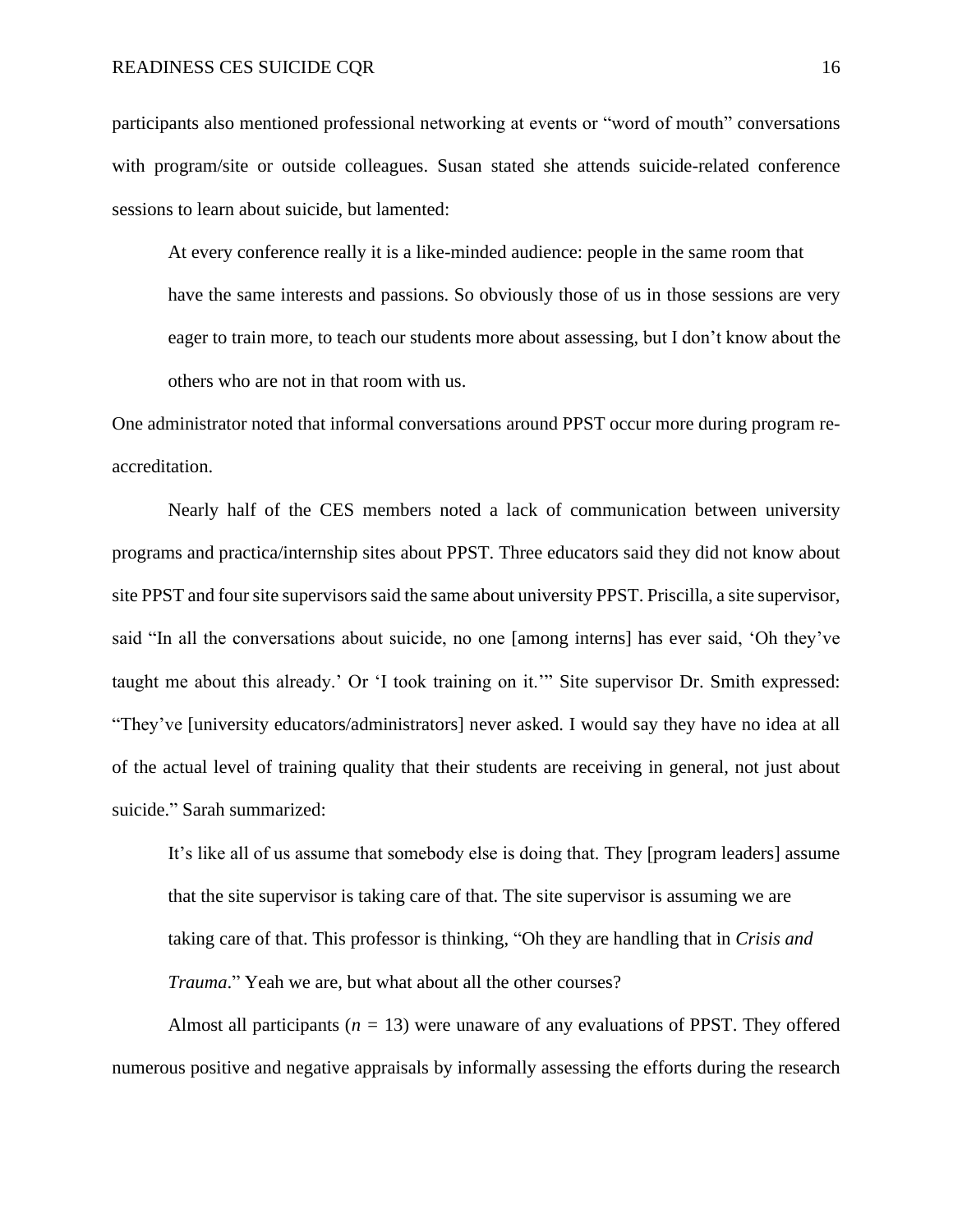participants also mentioned professional networking at events or "word of mouth" conversations with program/site or outside colleagues. Susan stated she attends suicide-related conference sessions to learn about suicide, but lamented:

> At every conference really it is a like-minded audience: people in the same room that have the same interests and passions. So obviously those of us in those sessions are very eager to train more, to teach our students more about assessing, but I don't know about the others who are not in that room with us.

One administrator noted that informal conversations around PPST occur more during program re-accreditation.

Nearly half of the CES members noted a lack of communication between university programs and practica/internship sites about PPST. Three educators said they did not know about site PPST and four site supervisors said the same about university PPST. Priscilla, a site supervisor, said "In all the conversations about suicide, no one [among interns] has ever said, 'Oh they've taught me about this already.' Or 'I took training on it.'" Site supervisor Dr. Smith expressed: "They've [university educators/administrators] never asked. I would say they have no idea at all of the actual level of training quality that their students are receiving in general, not just about suicide." Sarah summarized:

> It's like all of us assume that somebody else is doing that. They [program leaders] assume that the site supervisor is taking care of that. The site supervisor is assuming we are taking care of that. This professor is thinking, "Oh they are handling that in *Crisis and Trauma*." Yeah we are, but what about all the other courses?

Almost all participants ($n$ = 13) were unaware of any evaluations of PPST. They offered numerous positive and negative appraisals by informally assessing the efforts during the research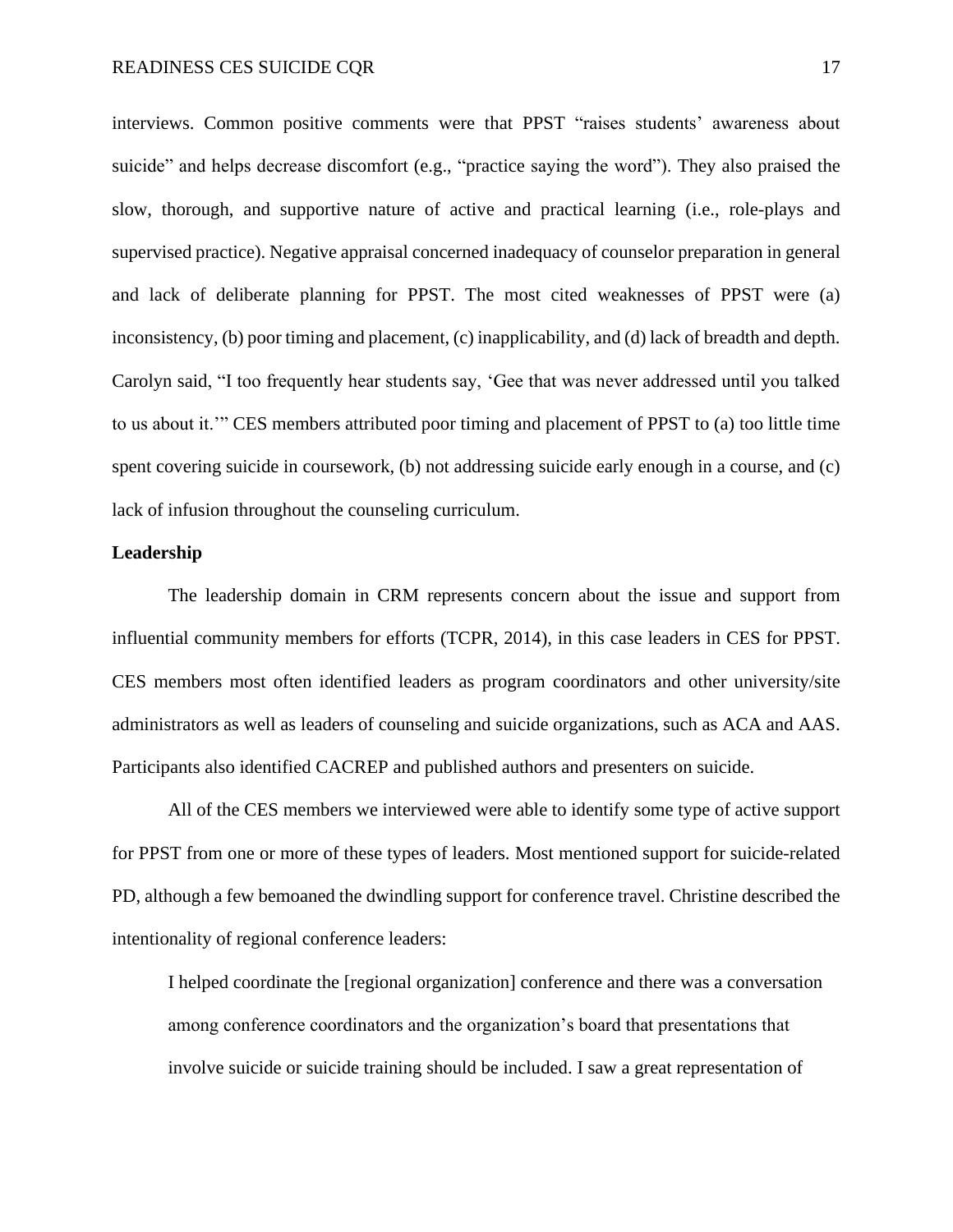interviews. Common positive comments were that PPST "raises students' awareness about suicide" and helps decrease discomfort (e.g., "practice saying the word"). They also praised the slow, thorough, and supportive nature of active and practical learning (i.e., role-plays and supervised practice). Negative appraisal concerned inadequacy of counselor preparation in general and lack of deliberate planning for PPST. The most cited weaknesses of PPST were (a) inconsistency, (b) poor timing and placement, (c) inapplicability, and (d) lack of breadth and depth. Carolyn said, "I too frequently hear students say, 'Gee that was never addressed until you talked to us about it.'" CES members attributed poor timing and placement of PPST to (a) too little time spent covering suicide in coursework, (b) not addressing suicide early enough in a course, and (c) lack of infusion throughout the counseling curriculum.

**Leadership**

The leadership domain in CRM represents concern about the issue and support from influential community members for efforts (TCPR, 2014), in this case leaders in CES for PPST. CES members most often identified leaders as program coordinators and other university/site administrators as well as leaders of counseling and suicide organizations, such as ACA and AAS. Participants also identified CACREP and published authors and presenters on suicide.

All of the CES members we interviewed were able to identify some type of active support for PPST from one or more of these types of leaders. Most mentioned support for suicide-related PD, although a few bemoaned the dwindling support for conference travel. Christine described the intentionality of regional conference leaders:

> I helped coordinate the [regional organization] conference and there was a conversation among conference coordinators and the organization's board that presentations that involve suicide or suicide training should be included. I saw a great representation of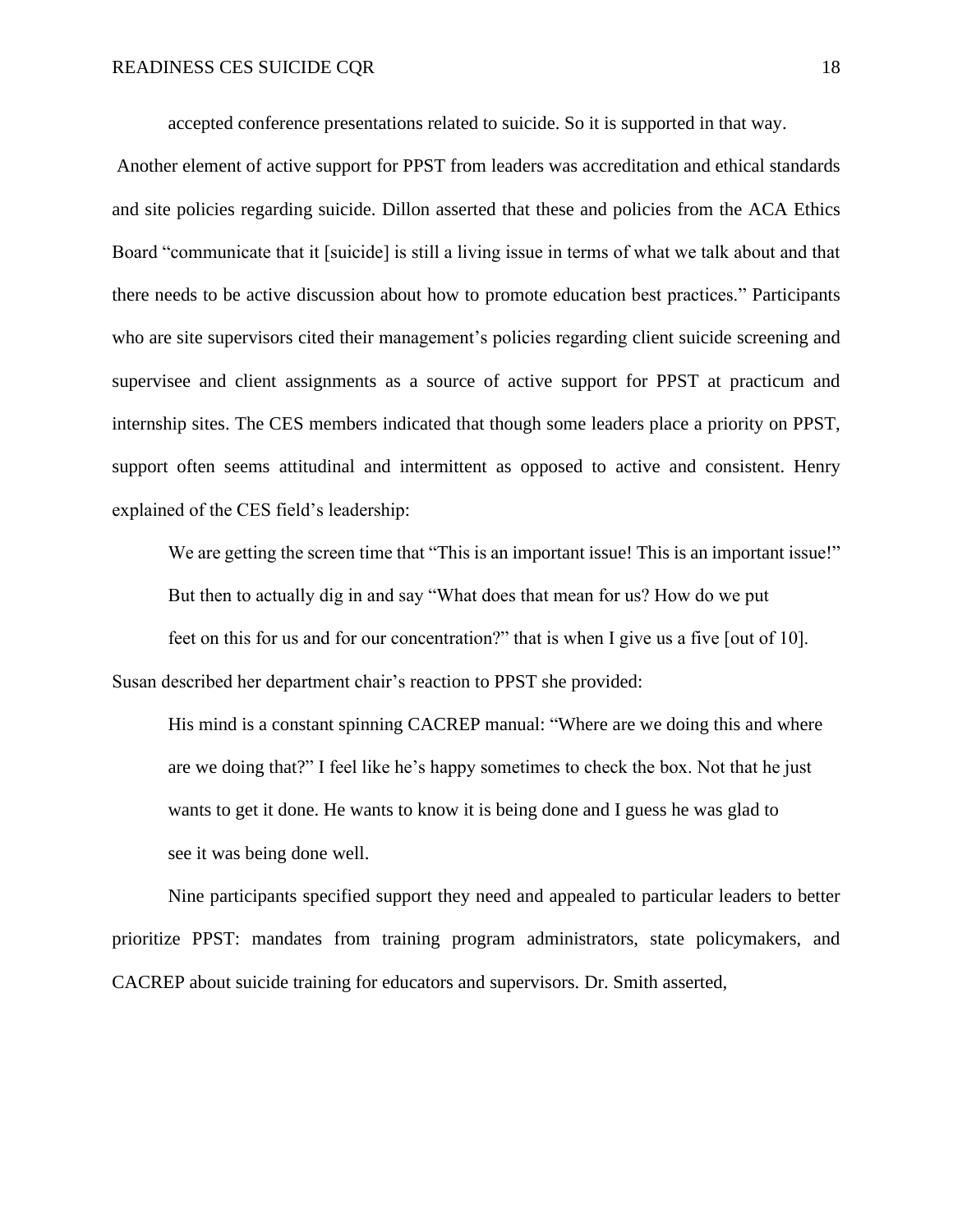accepted conference presentations related to suicide. So it is supported in that way.

Another element of active support for PPST from leaders was accreditation and ethical standards and site policies regarding suicide. Dillon asserted that these and policies from the ACA Ethics Board "communicate that it [suicide] is still a living issue in terms of what we talk about and that there needs to be active discussion about how to promote education best practices." Participants who are site supervisors cited their management's policies regarding client suicide screening and supervisee and client assignments as a source of active support for PPST at practicum and internship sites. The CES members indicated that though some leaders place a priority on PPST, support often seems attitudinal and intermittent as opposed to active and consistent. Henry explained of the CES field's leadership:

> We are getting the screen time that "This is an important issue! This is an important issue!" But then to actually dig in and say "What does that mean for us? How do we put feet on this for us and for our concentration?" that is when I give us a five [out of 10].

Susan described her department chair's reaction to PPST she provided:

> His mind is a constant spinning CACREP manual: "Where are we doing this and where are we doing that?" I feel like he's happy sometimes to check the box. Not that he just wants to get it done. He wants to know it is being done and I guess he was glad to see it was being done well.

Nine participants specified support they need and appealed to particular leaders to better prioritize PPST: mandates from training program administrators, state policymakers, and CACREP about suicide training for educators and supervisors. Dr. Smith asserted,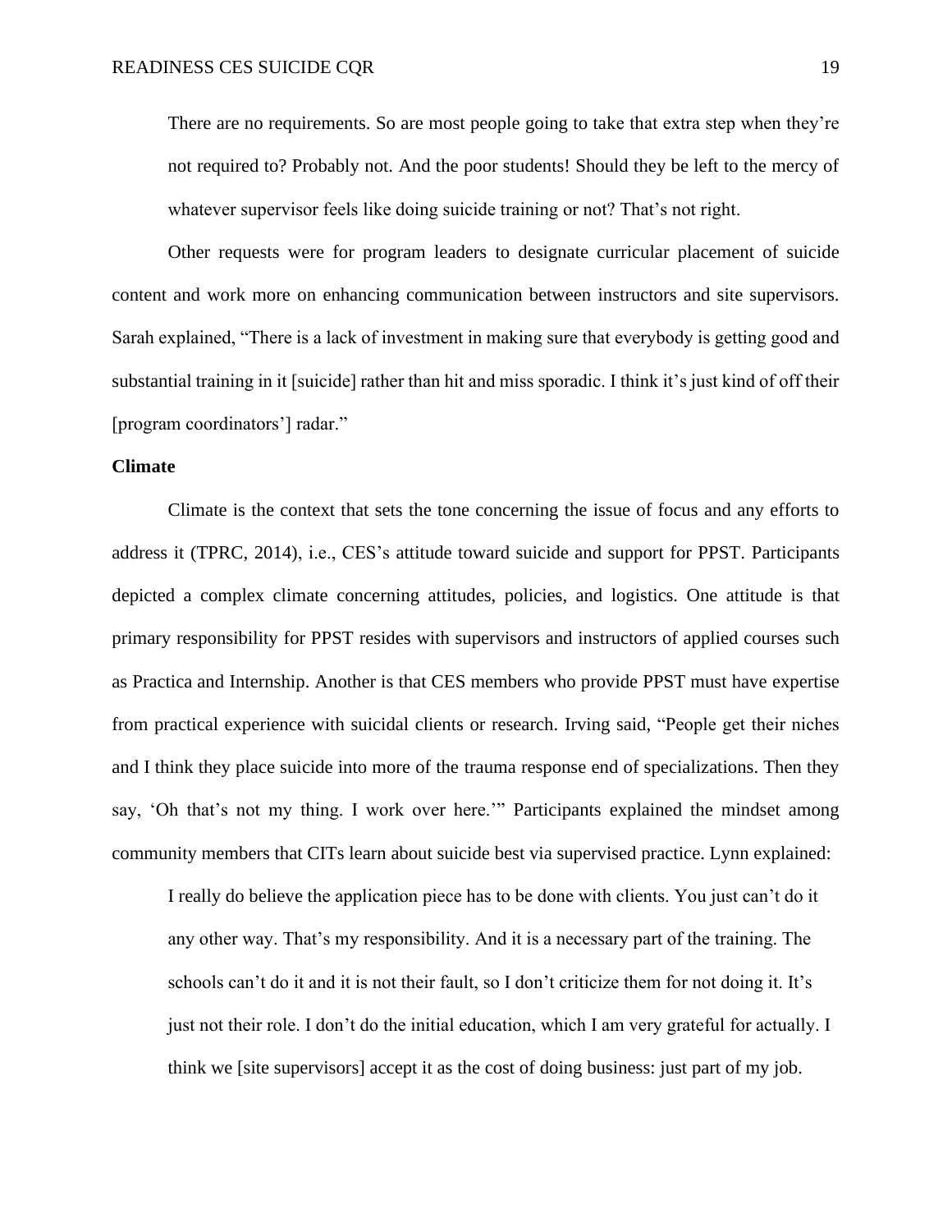> There are no requirements. So are most people going to take that extra step when they're not required to? Probably not. And the poor students! Should they be left to the mercy of whatever supervisor feels like doing suicide training or not? That's not right.

Other requests were for program leaders to designate curricular placement of suicide content and work more on enhancing communication between instructors and site supervisors. Sarah explained, "There is a lack of investment in making sure that everybody is getting good and substantial training in it [suicide] rather than hit and miss sporadic. I think it's just kind of off their [program coordinators'] radar."

### Climate

Climate is the context that sets the tone concerning the issue of focus and any efforts to address it (TPRC, 2014), i.e., CES's attitude toward suicide and support for PPST. Participants depicted a complex climate concerning attitudes, policies, and logistics. One attitude is that primary responsibility for PPST resides with supervisors and instructors of applied courses such as Practica and Internship. Another is that CES members who provide PPST must have expertise from practical experience with suicidal clients or research. Irving said, "People get their niches and I think they place suicide into more of the trauma response end of specializations. Then they say, 'Oh that's not my thing. I work over here.'" Participants explained the mindset among community members that CITs learn about suicide best via supervised practice. Lynn explained:

> I really do believe the application piece has to be done with clients. You just can't do it any other way. That's my responsibility. And it is a necessary part of the training. The schools can't do it and it is not their fault, so I don't criticize them for not doing it. It's just not their role. I don't do the initial education, which I am very grateful for actually. I think we [site supervisors] accept it as the cost of doing business: just part of my job.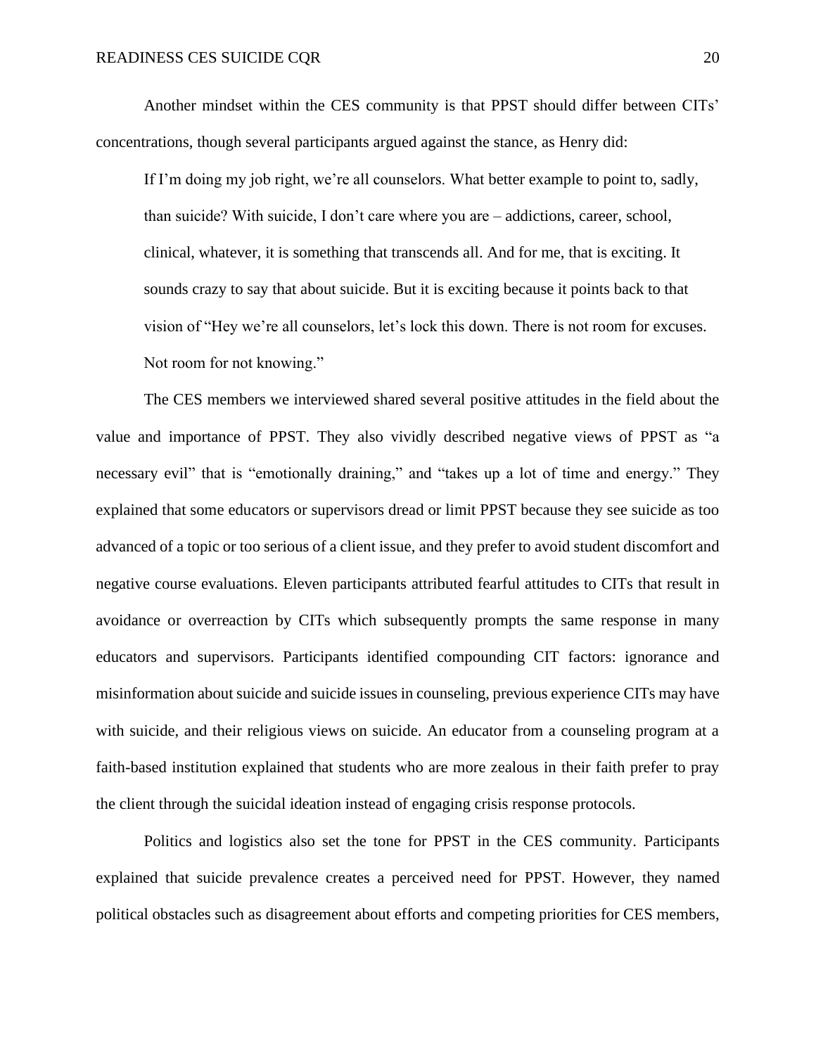Another mindset within the CES community is that PPST should differ between CITs' concentrations, though several participants argued against the stance, as Henry did:

> If I'm doing my job right, we're all counselors. What better example to point to, sadly, than suicide? With suicide, I don't care where you are – addictions, career, school, clinical, whatever, it is something that transcends all. And for me, that is exciting. It sounds crazy to say that about suicide. But it is exciting because it points back to that vision of "Hey we're all counselors, let's lock this down. There is not room for excuses. Not room for not knowing."

The CES members we interviewed shared several positive attitudes in the field about the value and importance of PPST. They also vividly described negative views of PPST as "a necessary evil" that is "emotionally draining," and "takes up a lot of time and energy." They explained that some educators or supervisors dread or limit PPST because they see suicide as too advanced of a topic or too serious of a client issue, and they prefer to avoid student discomfort and negative course evaluations. Eleven participants attributed fearful attitudes to CITs that result in avoidance or overreaction by CITs which subsequently prompts the same response in many educators and supervisors. Participants identified compounding CIT factors: ignorance and misinformation about suicide and suicide issues in counseling, previous experience CITs may have with suicide, and their religious views on suicide. An educator from a counseling program at a faith-based institution explained that students who are more zealous in their faith prefer to pray the client through the suicidal ideation instead of engaging crisis response protocols.

Politics and logistics also set the tone for PPST in the CES community. Participants explained that suicide prevalence creates a perceived need for PPST. However, they named political obstacles such as disagreement about efforts and competing priorities for CES members,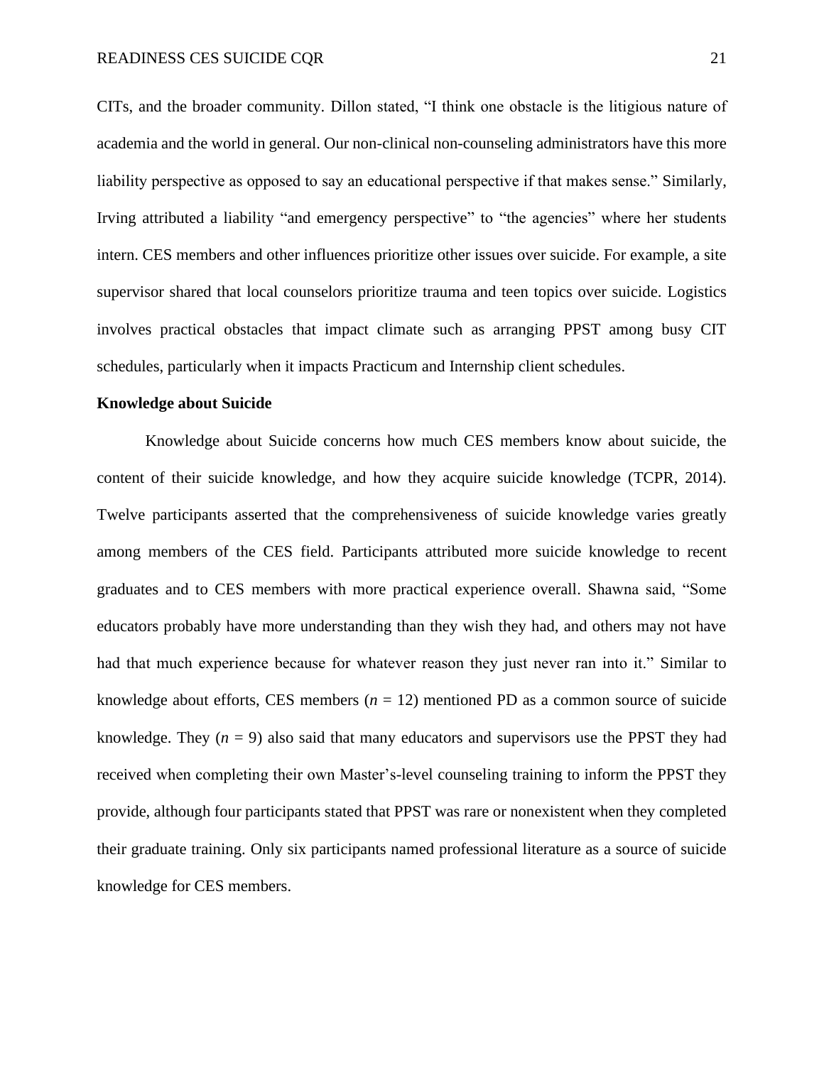CITs, and the broader community. Dillon stated, "I think one obstacle is the litigious nature of academia and the world in general. Our non-clinical non-counseling administrators have this more liability perspective as opposed to say an educational perspective if that makes sense." Similarly, Irving attributed a liability "and emergency perspective" to "the agencies" where her students intern. CES members and other influences prioritize other issues over suicide. For example, a site supervisor shared that local counselors prioritize trauma and teen topics over suicide. Logistics involves practical obstacles that impact climate such as arranging PPST among busy CIT schedules, particularly when it impacts Practicum and Internship client schedules.

**Knowledge about Suicide**

Knowledge about Suicide concerns how much CES members know about suicide, the content of their suicide knowledge, and how they acquire suicide knowledge (TCPR, 2014). Twelve participants asserted that the comprehensiveness of suicide knowledge varies greatly among members of the CES field. Participants attributed more suicide knowledge to recent graduates and to CES members with more practical experience overall. Shawna said, "Some educators probably have more understanding than they wish they had, and others may not have had that much experience because for whatever reason they just never ran into it." Similar to knowledge about efforts, CES members ($n$ = 12) mentioned PD as a common source of suicide knowledge. They ($n$ = 9) also said that many educators and supervisors use the PPST they had received when completing their own Master's-level counseling training to inform the PPST they provide, although four participants stated that PPST was rare or nonexistent when they completed their graduate training. Only six participants named professional literature as a source of suicide knowledge for CES members.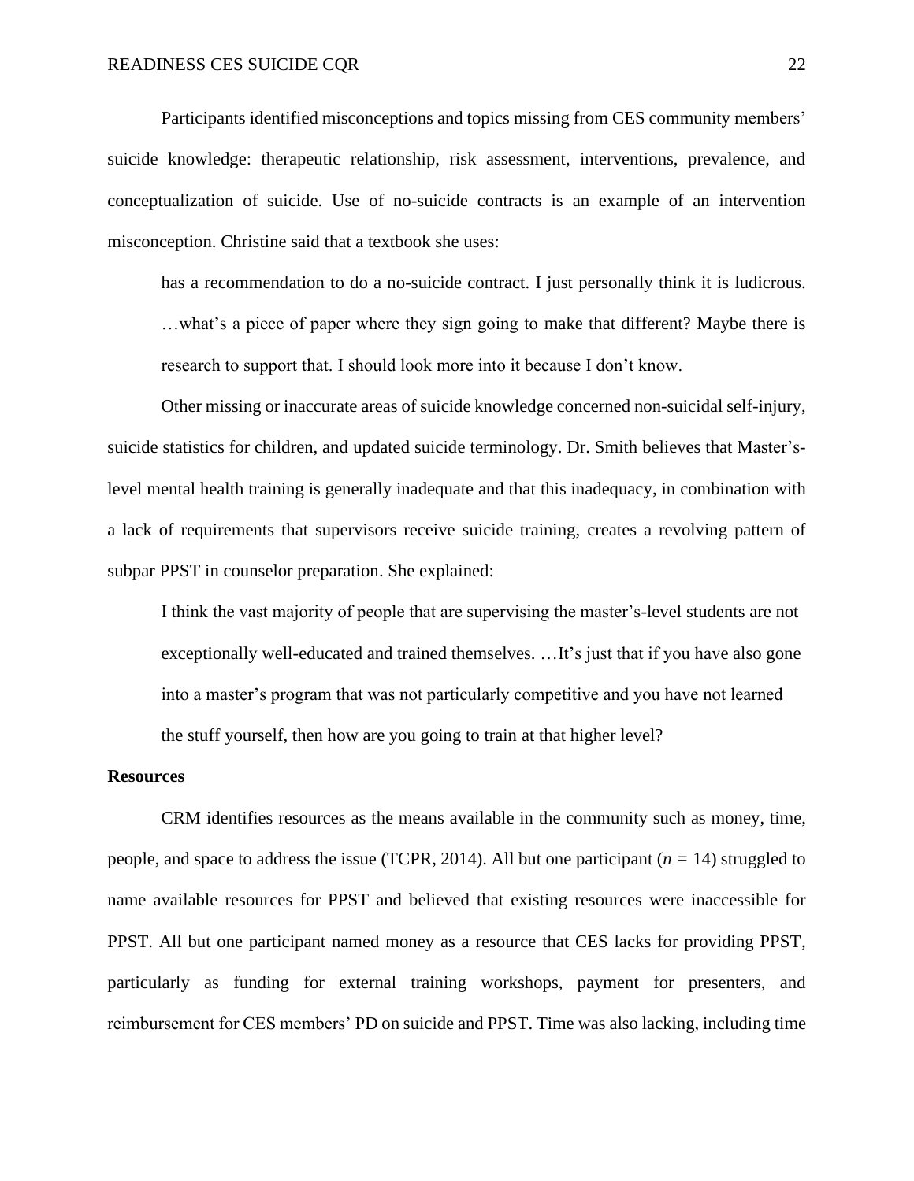Participants identified misconceptions and topics missing from CES community members' suicide knowledge: therapeutic relationship, risk assessment, interventions, prevalence, and conceptualization of suicide. Use of no-suicide contracts is an example of an intervention misconception. Christine said that a textbook she uses:

> has a recommendation to do a no-suicide contract. I just personally think it is ludicrous. …what's a piece of paper where they sign going to make that different? Maybe there is research to support that. I should look more into it because I don't know.

Other missing or inaccurate areas of suicide knowledge concerned non-suicidal self-injury, suicide statistics for children, and updated suicide terminology. Dr. Smith believes that Master's-level mental health training is generally inadequate and that this inadequacy, in combination with a lack of requirements that supervisors receive suicide training, creates a revolving pattern of subpar PPST in counselor preparation. She explained:

> I think the vast majority of people that are supervising the master's-level students are not exceptionally well-educated and trained themselves. …It's just that if you have also gone into a master's program that was not particularly competitive and you have not learned the stuff yourself, then how are you going to train at that higher level?

**Resources**

CRM identifies resources as the means available in the community such as money, time, people, and space to address the issue (TCPR, 2014). All but one participant ($n$ = 14) struggled to name available resources for PPST and believed that existing resources were inaccessible for PPST. All but one participant named money as a resource that CES lacks for providing PPST, particularly as funding for external training workshops, payment for presenters, and reimbursement for CES members' PD on suicide and PPST. Time was also lacking, including time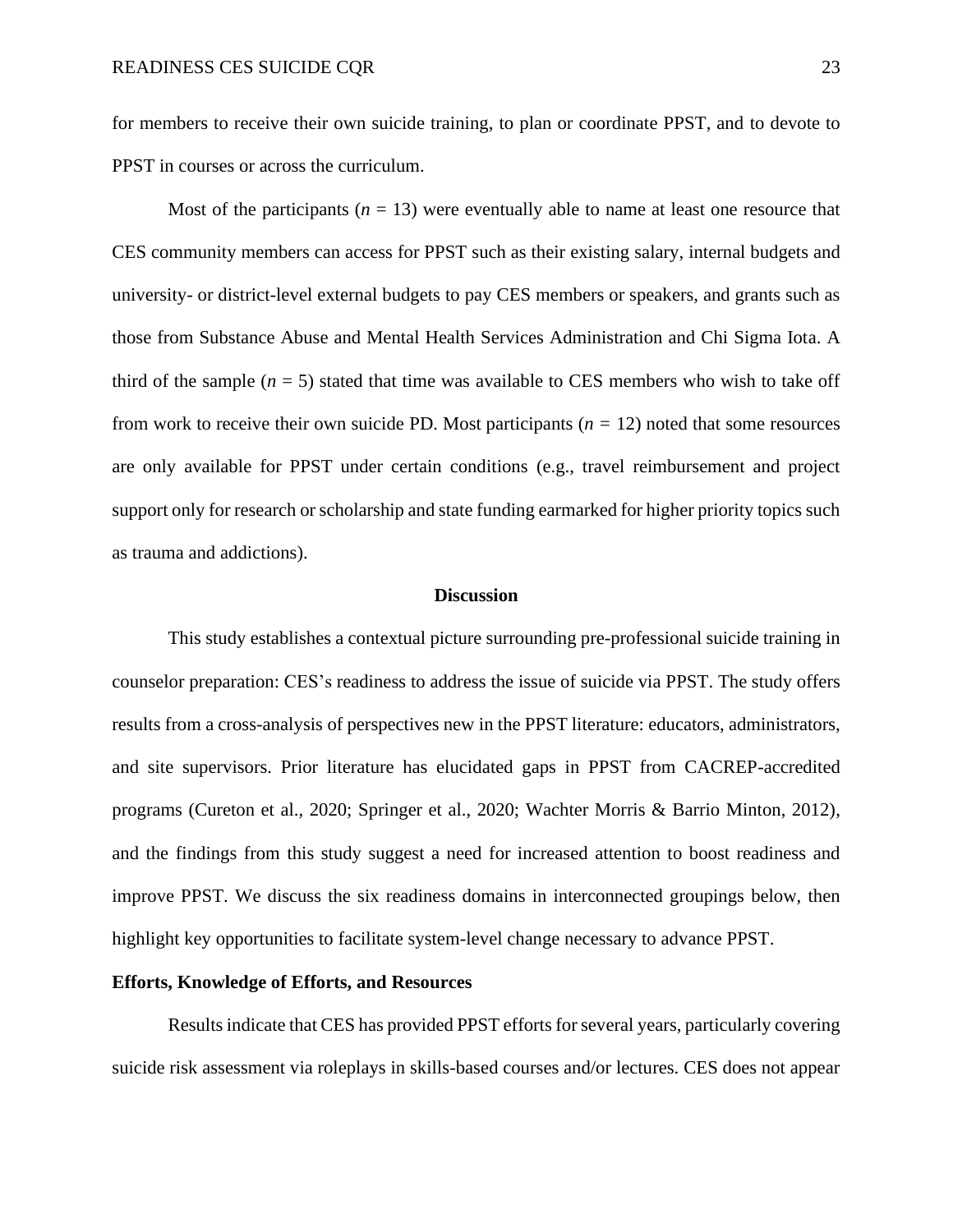for members to receive their own suicide training, to plan or coordinate PPST, and to devote to PPST in courses or across the curriculum.

Most of the participants ($n$ = 13) were eventually able to name at least one resource that CES community members can access for PPST such as their existing salary, internal budgets and university- or district-level external budgets to pay CES members or speakers, and grants such as those from Substance Abuse and Mental Health Services Administration and Chi Sigma Iota. A third of the sample ($n$ = 5) stated that time was available to CES members who wish to take off from work to receive their own suicide PD. Most participants ($n$ = 12) noted that some resources are only available for PPST under certain conditions (e.g., travel reimbursement and project support only for research or scholarship and state funding earmarked for higher priority topics such as trauma and addictions).

## Discussion

This study establishes a contextual picture surrounding pre-professional suicide training in counselor preparation: CES's readiness to address the issue of suicide via PPST. The study offers results from a cross-analysis of perspectives new in the PPST literature: educators, administrators, and site supervisors. Prior literature has elucidated gaps in PPST from CACREP-accredited programs (Cureton et al., 2020; Springer et al., 2020; Wachter Morris & Barrio Minton, 2012), and the findings from this study suggest a need for increased attention to boost readiness and improve PPST. We discuss the six readiness domains in interconnected groupings below, then highlight key opportunities to facilitate system-level change necessary to advance PPST.

### Efforts, Knowledge of Efforts, and Resources

Results indicate that CES has provided PPST efforts for several years, particularly covering suicide risk assessment via roleplays in skills-based courses and/or lectures. CES does not appear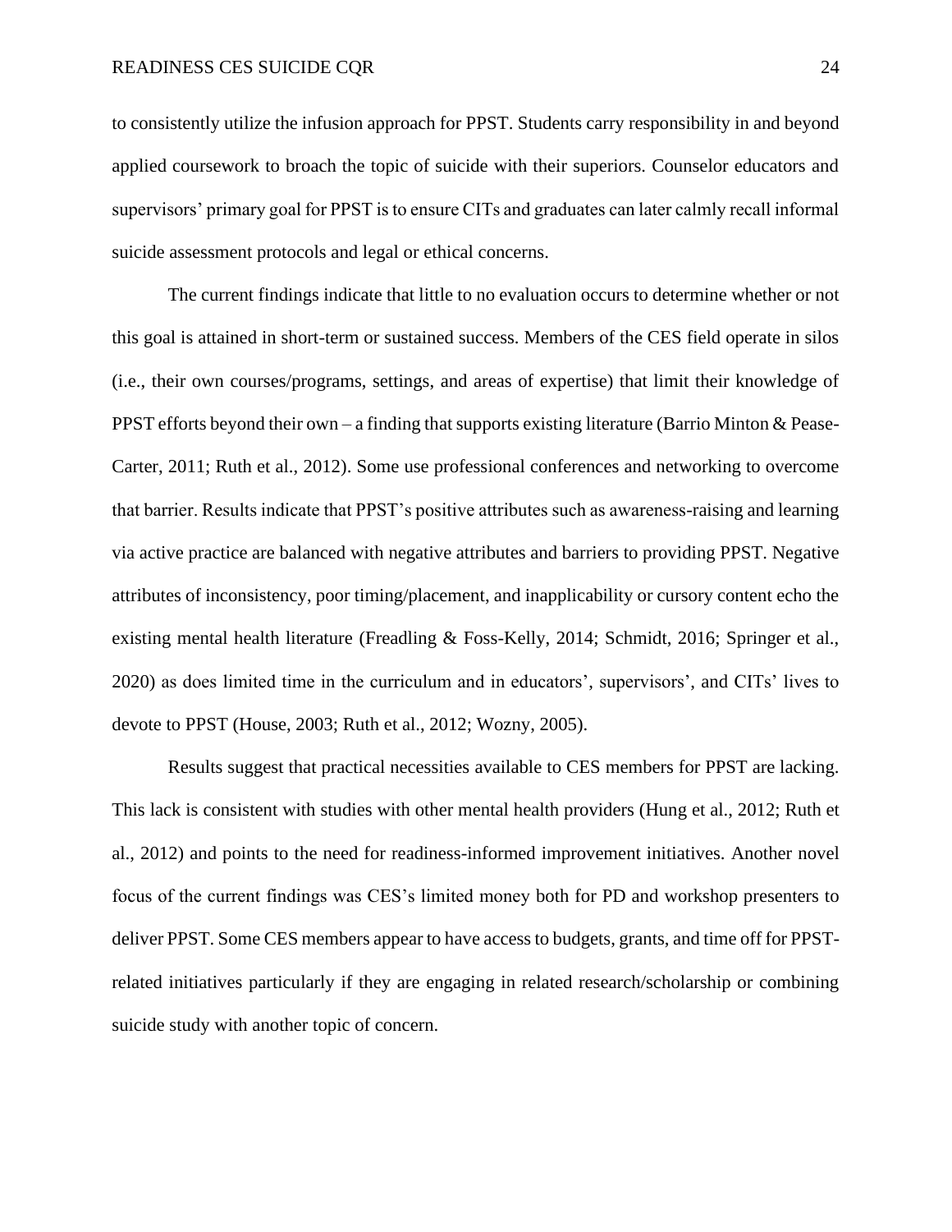to consistently utilize the infusion approach for PPST. Students carry responsibility in and beyond applied coursework to broach the topic of suicide with their superiors. Counselor educators and supervisors' primary goal for PPST is to ensure CITs and graduates can later calmly recall informal suicide assessment protocols and legal or ethical concerns.

The current findings indicate that little to no evaluation occurs to determine whether or not this goal is attained in short-term or sustained success. Members of the CES field operate in silos (i.e., their own courses/programs, settings, and areas of expertise) that limit their knowledge of PPST efforts beyond their own – a finding that supports existing literature (Barrio Minton & Pease-Carter, 2011; Ruth et al., 2012). Some use professional conferences and networking to overcome that barrier. Results indicate that PPST's positive attributes such as awareness-raising and learning via active practice are balanced with negative attributes and barriers to providing PPST. Negative attributes of inconsistency, poor timing/placement, and inapplicability or cursory content echo the existing mental health literature (Freadling & Foss-Kelly, 2014; Schmidt, 2016; Springer et al., 2020) as does limited time in the curriculum and in educators', supervisors', and CITs' lives to devote to PPST (House, 2003; Ruth et al., 2012; Wozny, 2005).

Results suggest that practical necessities available to CES members for PPST are lacking. This lack is consistent with studies with other mental health providers (Hung et al., 2012; Ruth et al., 2012) and points to the need for readiness-informed improvement initiatives. Another novel focus of the current findings was CES's limited money both for PD and workshop presenters to deliver PPST. Some CES members appear to have access to budgets, grants, and time off for PPST-related initiatives particularly if they are engaging in related research/scholarship or combining suicide study with another topic of concern.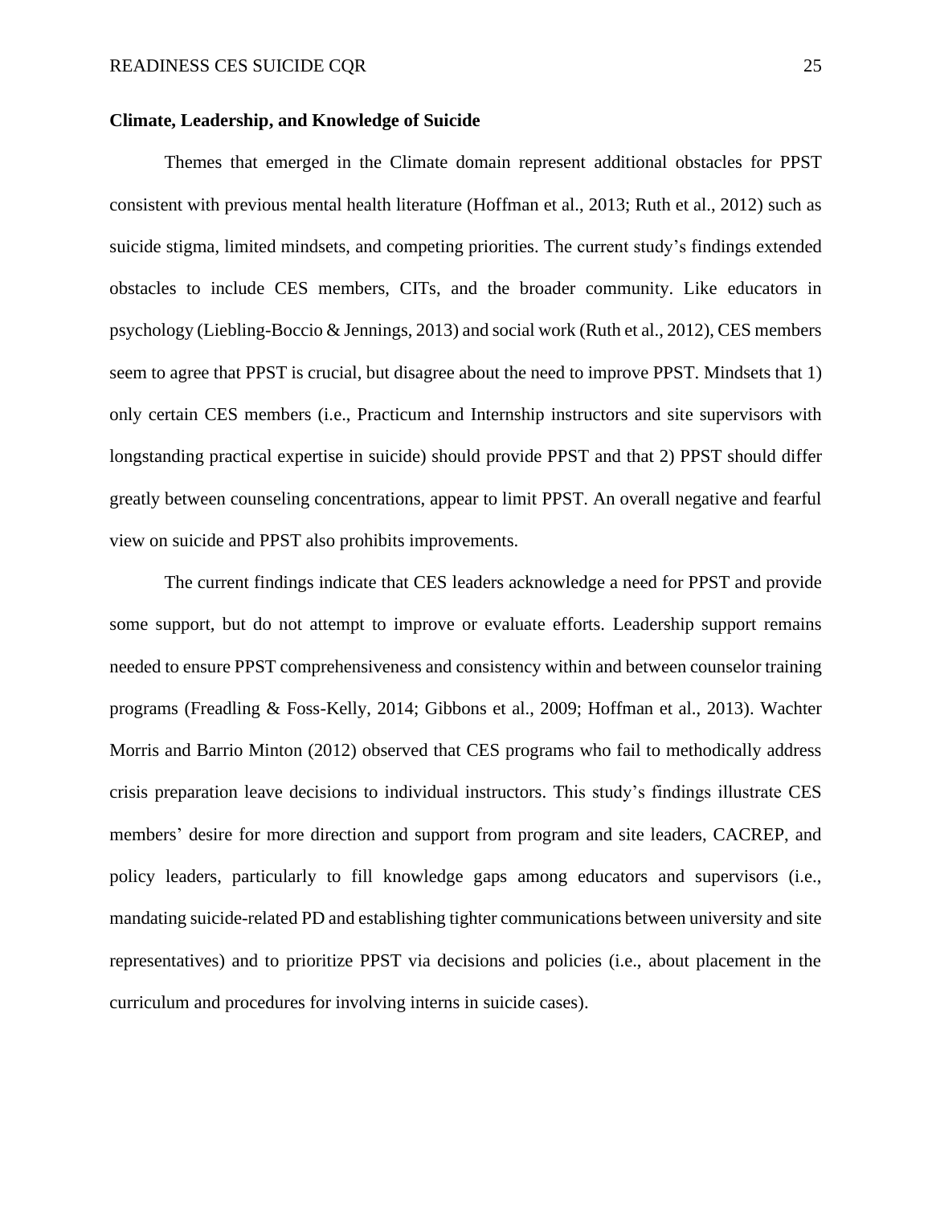**Climate, Leadership, and Knowledge of Suicide**

Themes that emerged in the Climate domain represent additional obstacles for PPST consistent with previous mental health literature (Hoffman et al., 2013; Ruth et al., 2012) such as suicide stigma, limited mindsets, and competing priorities. The current study's findings extended obstacles to include CES members, CITs, and the broader community. Like educators in psychology (Liebling-Boccio & Jennings, 2013) and social work (Ruth et al., 2012), CES members seem to agree that PPST is crucial, but disagree about the need to improve PPST. Mindsets that 1) only certain CES members (i.e., Practicum and Internship instructors and site supervisors with longstanding practical expertise in suicide) should provide PPST and that 2) PPST should differ greatly between counseling concentrations, appear to limit PPST. An overall negative and fearful view on suicide and PPST also prohibits improvements.

The current findings indicate that CES leaders acknowledge a need for PPST and provide some support, but do not attempt to improve or evaluate efforts. Leadership support remains needed to ensure PPST comprehensiveness and consistency within and between counselor training programs (Freadling & Foss-Kelly, 2014; Gibbons et al., 2009; Hoffman et al., 2013). Wachter Morris and Barrio Minton (2012) observed that CES programs who fail to methodically address crisis preparation leave decisions to individual instructors. This study's findings illustrate CES members' desire for more direction and support from program and site leaders, CACREP, and policy leaders, particularly to fill knowledge gaps among educators and supervisors (i.e., mandating suicide-related PD and establishing tighter communications between university and site representatives) and to prioritize PPST via decisions and policies (i.e., about placement in the curriculum and procedures for involving interns in suicide cases).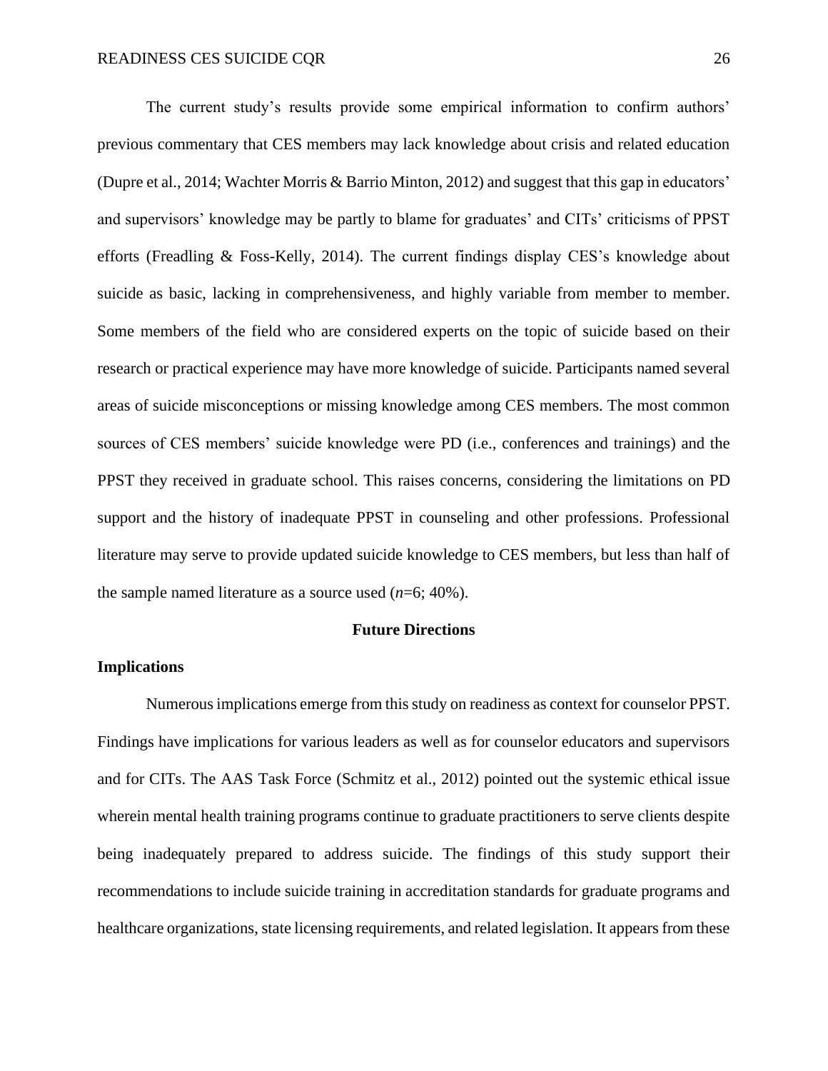The current study's results provide some empirical information to confirm authors' previous commentary that CES members may lack knowledge about crisis and related education (Dupre et al., 2014; Wachter Morris & Barrio Minton, 2012) and suggest that this gap in educators' and supervisors' knowledge may be partly to blame for graduates' and CITs' criticisms of PPST efforts (Freadling & Foss-Kelly, 2014). The current findings display CES's knowledge about suicide as basic, lacking in comprehensiveness, and highly variable from member to member. Some members of the field who are considered experts on the topic of suicide based on their research or practical experience may have more knowledge of suicide. Participants named several areas of suicide misconceptions or missing knowledge among CES members. The most common sources of CES members' suicide knowledge were PD (i.e., conferences and trainings) and the PPST they received in graduate school. This raises concerns, considering the limitations on PD support and the history of inadequate PPST in counseling and other professions. Professional literature may serve to provide updated suicide knowledge to CES members, but less than half of the sample named literature as a source used (*n*=6; 40%).

## Future Directions

### Implications

Numerous implications emerge from this study on readiness as context for counselor PPST. Findings have implications for various leaders as well as for counselor educators and supervisors and for CITs. The AAS Task Force (Schmitz et al., 2012) pointed out the systemic ethical issue wherein mental health training programs continue to graduate practitioners to serve clients despite being inadequately prepared to address suicide. The findings of this study support their recommendations to include suicide training in accreditation standards for graduate programs and healthcare organizations, state licensing requirements, and related legislation. It appears from these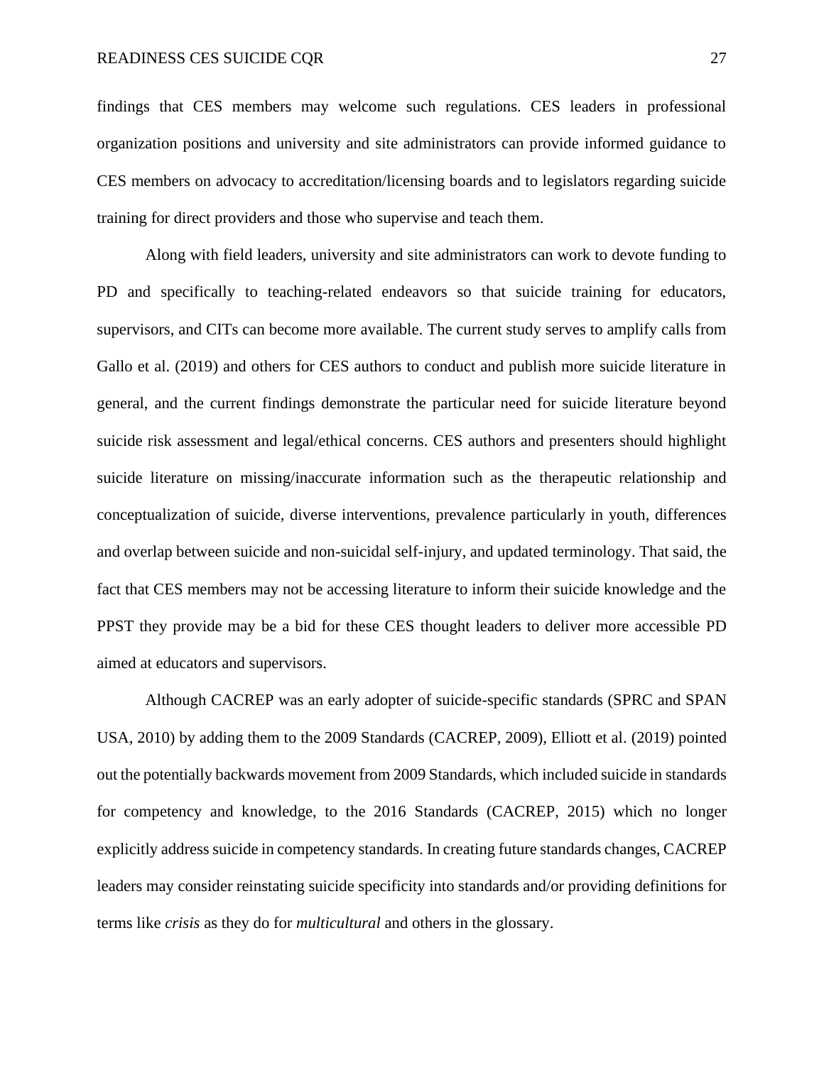findings that CES members may welcome such regulations. CES leaders in professional organization positions and university and site administrators can provide informed guidance to CES members on advocacy to accreditation/licensing boards and to legislators regarding suicide training for direct providers and those who supervise and teach them.

Along with field leaders, university and site administrators can work to devote funding to PD and specifically to teaching-related endeavors so that suicide training for educators, supervisors, and CITs can become more available. The current study serves to amplify calls from Gallo et al. (2019) and others for CES authors to conduct and publish more suicide literature in general, and the current findings demonstrate the particular need for suicide literature beyond suicide risk assessment and legal/ethical concerns. CES authors and presenters should highlight suicide literature on missing/inaccurate information such as the therapeutic relationship and conceptualization of suicide, diverse interventions, prevalence particularly in youth, differences and overlap between suicide and non-suicidal self-injury, and updated terminology. That said, the fact that CES members may not be accessing literature to inform their suicide knowledge and the PPST they provide may be a bid for these CES thought leaders to deliver more accessible PD aimed at educators and supervisors.

Although CACREP was an early adopter of suicide-specific standards (SPRC and SPAN USA, 2010) by adding them to the 2009 Standards (CACREP, 2009), Elliott et al. (2019) pointed out the potentially backwards movement from 2009 Standards, which included suicide in standards for competency and knowledge, to the 2016 Standards (CACREP, 2015) which no longer explicitly address suicide in competency standards. In creating future standards changes, CACREP leaders may consider reinstating suicide specificity into standards and/or providing definitions for terms like *crisis* as they do for *multicultural* and others in the glossary.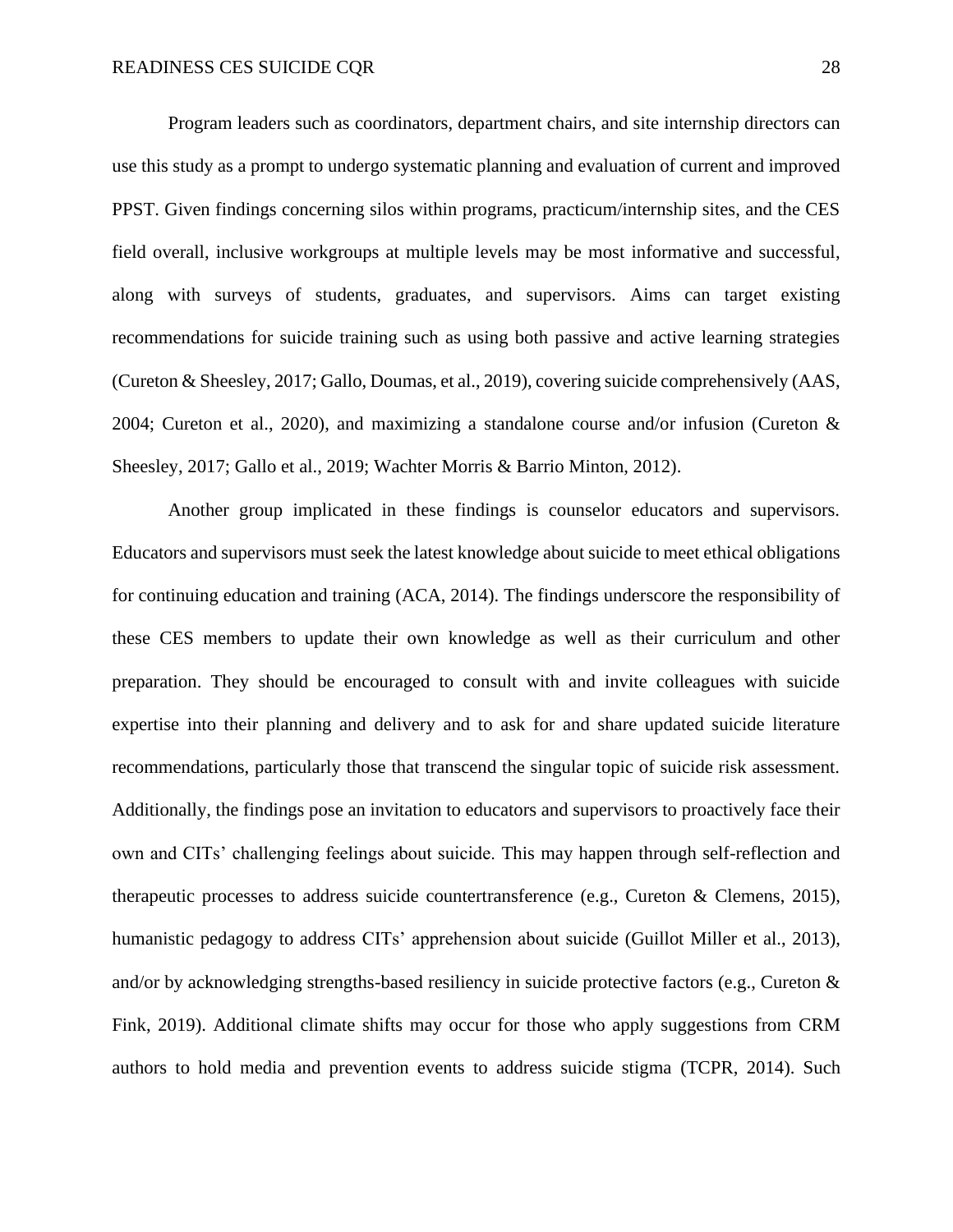Program leaders such as coordinators, department chairs, and site internship directors can use this study as a prompt to undergo systematic planning and evaluation of current and improved PPST. Given findings concerning silos within programs, practicum/internship sites, and the CES field overall, inclusive workgroups at multiple levels may be most informative and successful, along with surveys of students, graduates, and supervisors. Aims can target existing recommendations for suicide training such as using both passive and active learning strategies (Cureton & Sheesley, 2017; Gallo, Doumas, et al., 2019), covering suicide comprehensively (AAS, 2004; Cureton et al., 2020), and maximizing a standalone course and/or infusion (Cureton & Sheesley, 2017; Gallo et al., 2019; Wachter Morris & Barrio Minton, 2012).

Another group implicated in these findings is counselor educators and supervisors. Educators and supervisors must seek the latest knowledge about suicide to meet ethical obligations for continuing education and training (ACA, 2014). The findings underscore the responsibility of these CES members to update their own knowledge as well as their curriculum and other preparation. They should be encouraged to consult with and invite colleagues with suicide expertise into their planning and delivery and to ask for and share updated suicide literature recommendations, particularly those that transcend the singular topic of suicide risk assessment. Additionally, the findings pose an invitation to educators and supervisors to proactively face their own and CITs' challenging feelings about suicide. This may happen through self-reflection and therapeutic processes to address suicide countertransference (e.g., Cureton & Clemens, 2015), humanistic pedagogy to address CITs' apprehension about suicide (Guillot Miller et al., 2013), and/or by acknowledging strengths-based resiliency in suicide protective factors (e.g., Cureton & Fink, 2019). Additional climate shifts may occur for those who apply suggestions from CRM authors to hold media and prevention events to address suicide stigma (TCPR, 2014). Such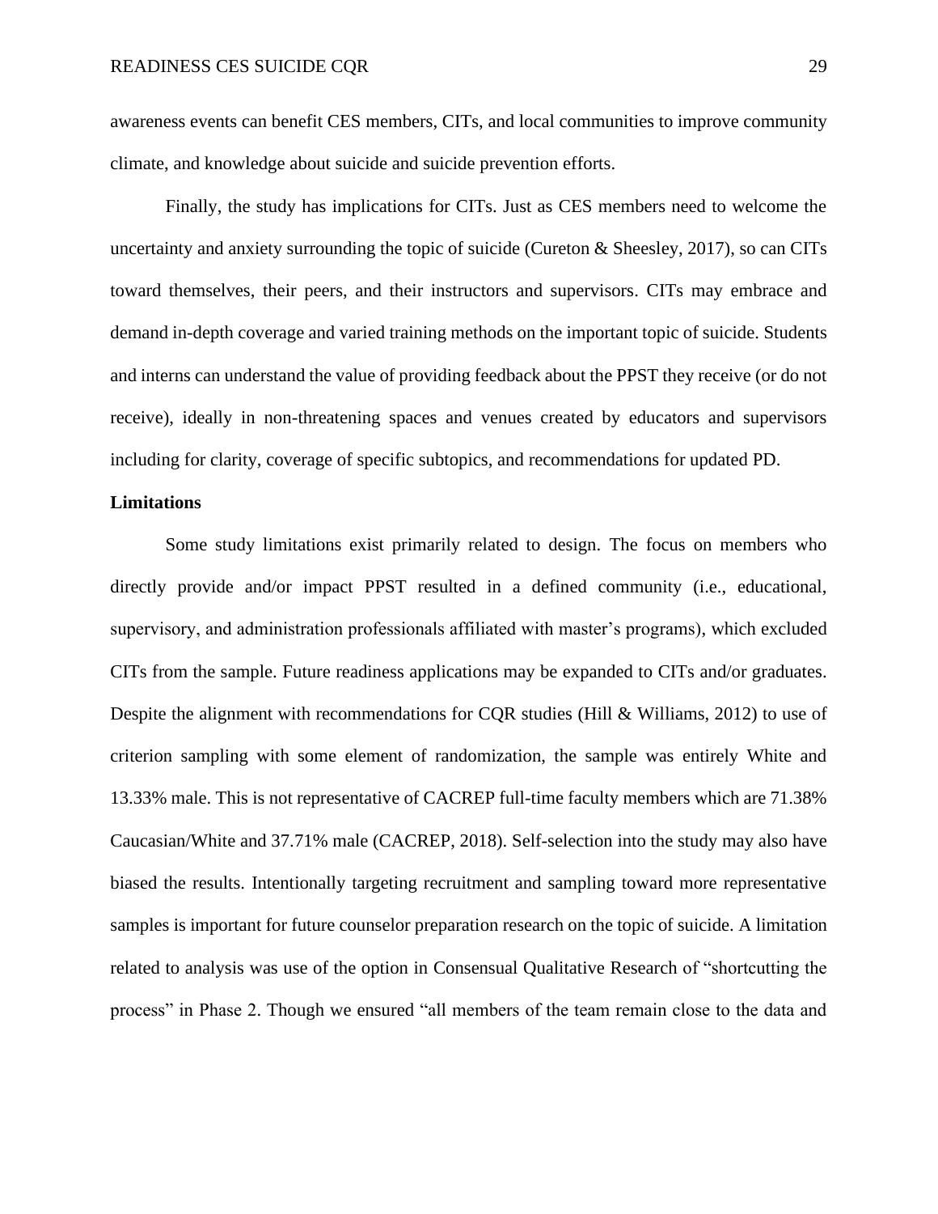awareness events can benefit CES members, CITs, and local communities to improve community climate, and knowledge about suicide and suicide prevention efforts.

Finally, the study has implications for CITs. Just as CES members need to welcome the uncertainty and anxiety surrounding the topic of suicide (Cureton & Sheesley, 2017), so can CITs toward themselves, their peers, and their instructors and supervisors. CITs may embrace and demand in-depth coverage and varied training methods on the important topic of suicide. Students and interns can understand the value of providing feedback about the PPST they receive (or do not receive), ideally in non-threatening spaces and venues created by educators and supervisors including for clarity, coverage of specific subtopics, and recommendations for updated PD.

**Limitations**

Some study limitations exist primarily related to design. The focus on members who directly provide and/or impact PPST resulted in a defined community (i.e., educational, supervisory, and administration professionals affiliated with master's programs), which excluded CITs from the sample. Future readiness applications may be expanded to CITs and/or graduates. Despite the alignment with recommendations for CQR studies (Hill & Williams, 2012) to use of criterion sampling with some element of randomization, the sample was entirely White and 13.33% male. This is not representative of CACREP full-time faculty members which are 71.38% Caucasian/White and 37.71% male (CACREP, 2018). Self-selection into the study may also have biased the results. Intentionally targeting recruitment and sampling toward more representative samples is important for future counselor preparation research on the topic of suicide. A limitation related to analysis was use of the option in Consensual Qualitative Research of "shortcutting the process" in Phase 2. Though we ensured "all members of the team remain close to the data and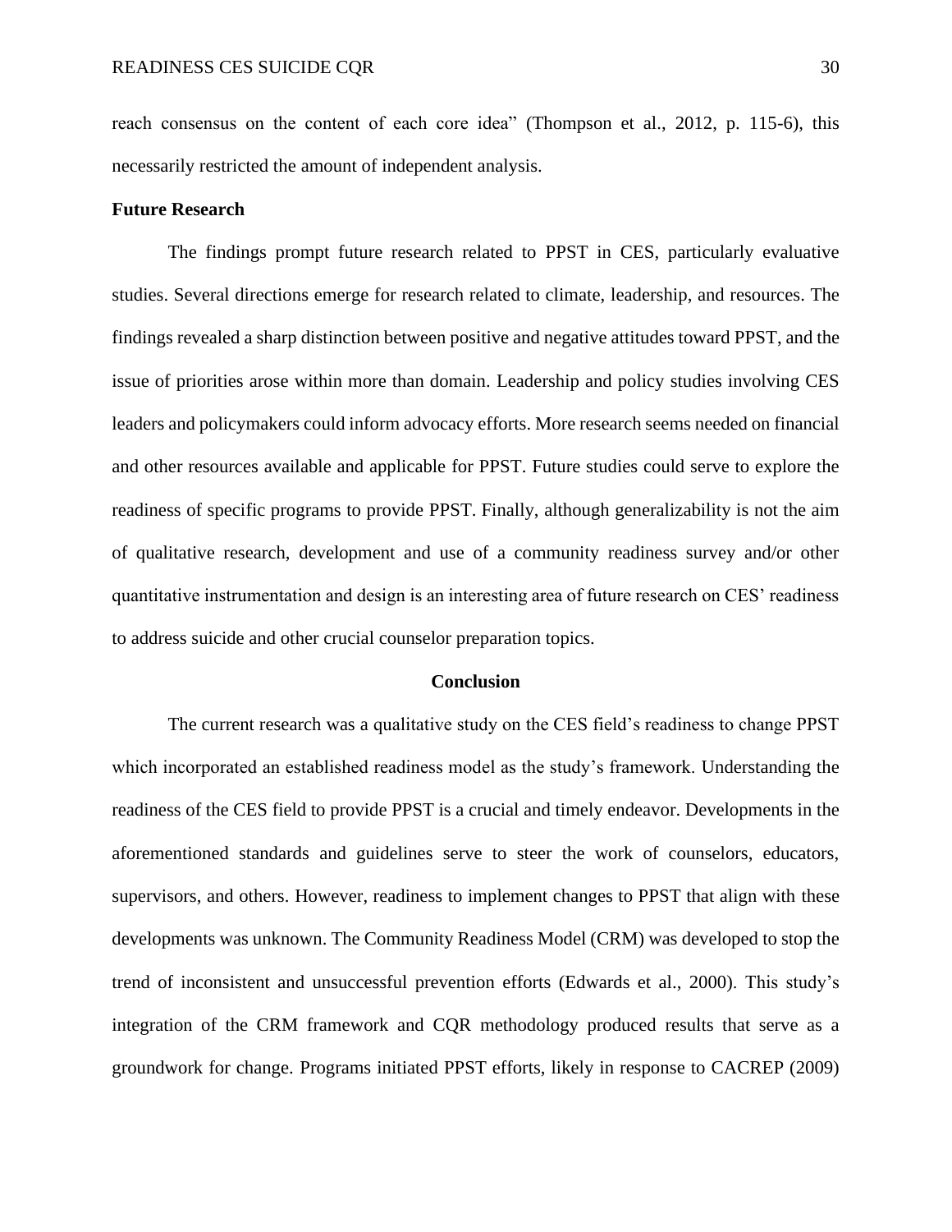reach consensus on the content of each core idea" (Thompson et al., 2012, p. 115-6), this necessarily restricted the amount of independent analysis.

## Future Research

The findings prompt future research related to PPST in CES, particularly evaluative studies. Several directions emerge for research related to climate, leadership, and resources. The findings revealed a sharp distinction between positive and negative attitudes toward PPST, and the issue of priorities arose within more than domain. Leadership and policy studies involving CES leaders and policymakers could inform advocacy efforts. More research seems needed on financial and other resources available and applicable for PPST. Future studies could serve to explore the readiness of specific programs to provide PPST. Finally, although generalizability is not the aim of qualitative research, development and use of a community readiness survey and/or other quantitative instrumentation and design is an interesting area of future research on CES' readiness to address suicide and other crucial counselor preparation topics.

# Conclusion

The current research was a qualitative study on the CES field's readiness to change PPST which incorporated an established readiness model as the study's framework. Understanding the readiness of the CES field to provide PPST is a crucial and timely endeavor. Developments in the aforementioned standards and guidelines serve to steer the work of counselors, educators, supervisors, and others. However, readiness to implement changes to PPST that align with these developments was unknown. The Community Readiness Model (CRM) was developed to stop the trend of inconsistent and unsuccessful prevention efforts (Edwards et al., 2000). This study's integration of the CRM framework and CQR methodology produced results that serve as a groundwork for change. Programs initiated PPST efforts, likely in response to CACREP (2009)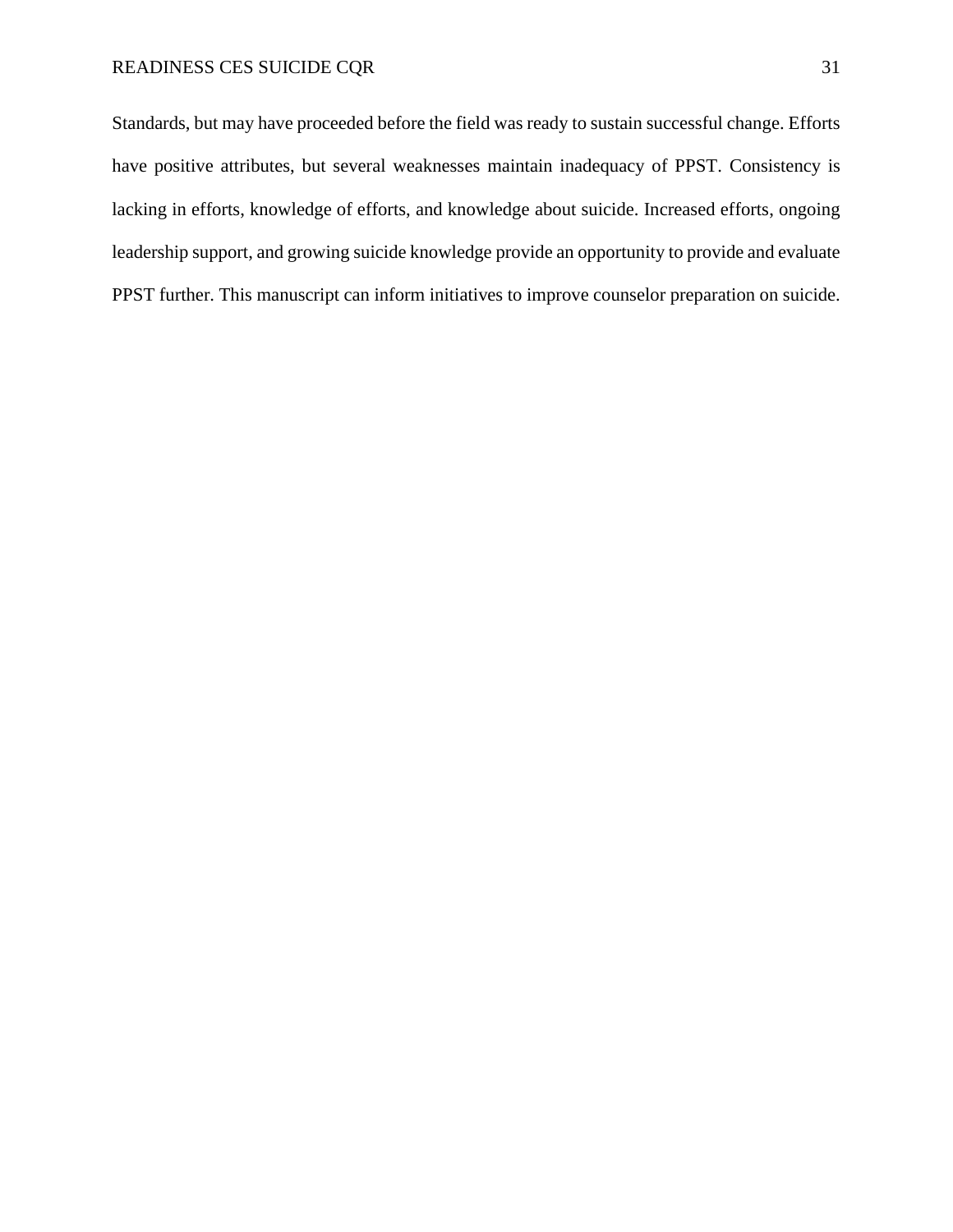Standards, but may have proceeded before the field was ready to sustain successful change. Efforts have positive attributes, but several weaknesses maintain inadequacy of PPST. Consistency is lacking in efforts, knowledge of efforts, and knowledge about suicide. Increased efforts, ongoing leadership support, and growing suicide knowledge provide an opportunity to provide and evaluate PPST further. This manuscript can inform initiatives to improve counselor preparation on suicide.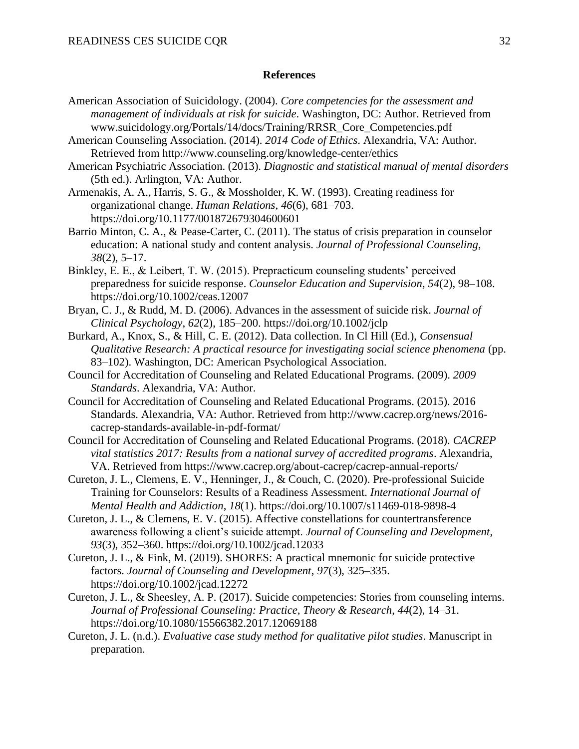## References

American Association of Suicidology. (2004). *Core competencies for the assessment and management of individuals at risk for suicide*. Washington, DC: Author. Retrieved from www.suicidology.org/Portals/14/docs/Training/RRSR_Core_Competencies.pdf

American Counseling Association. (2014). *2014 Code of Ethics*. Alexandria, VA: Author. Retrieved from http://www.counseling.org/knowledge-center/ethics

American Psychiatric Association. (2013). *Diagnostic and statistical manual of mental disorders* (5th ed.). Arlington, VA: Author.

Armenakis, A. A., Harris, S. G., & Mossholder, K. W. (1993). Creating readiness for organizational change. *Human Relations*, *46*(6), 681–703. https://doi.org/10.1177/001872679304600601

Barrio Minton, C. A., & Pease-Carter, C. (2011). The status of crisis preparation in counselor education: A national study and content analysis. *Journal of Professional Counseling*, *38*(2), 5–17.

Binkley, E. E., & Leibert, T. W. (2015). Prepracticum counseling students' perceived preparedness for suicide response. *Counselor Education and Supervision*, *54*(2), 98–108. https://doi.org/10.1002/ceas.12007

Bryan, C. J., & Rudd, M. D. (2006). Advances in the assessment of suicide risk. *Journal of Clinical Psychology*, *62*(2), 185–200. https://doi.org/10.1002/jclp

Burkard, A., Knox, S., & Hill, C. E. (2012). Data collection. In Cl Hill (Ed.), *Consensual Qualitative Research: A practical resource for investigating social science phenomena* (pp. 83–102). Washington, DC: American Psychological Association.

Council for Accreditation of Counseling and Related Educational Programs. (2009). *2009 Standards*. Alexandria, VA: Author.

Council for Accreditation of Counseling and Related Educational Programs. (2015). 2016 Standards. Alexandria, VA: Author. Retrieved from http://www.cacrep.org/news/2016-cacrep-standards-available-in-pdf-format/

Council for Accreditation of Counseling and Related Educational Programs. (2018). *CACREP vital statistics 2017: Results from a national survey of accredited programs*. Alexandria, VA. Retrieved from https://www.cacrep.org/about-cacrep/cacrep-annual-reports/

Cureton, J. L., Clemens, E. V., Henninger, J., & Couch, C. (2020). Pre-professional Suicide Training for Counselors: Results of a Readiness Assessment. *International Journal of Mental Health and Addiction*, *18*(1). https://doi.org/10.1007/s11469-018-9898-4

Cureton, J. L., & Clemens, E. V. (2015). Affective constellations for countertransference awareness following a client's suicide attempt. *Journal of Counseling and Development*, *93*(3), 352–360. https://doi.org/10.1002/jcad.12033

Cureton, J. L., & Fink, M. (2019). SHORES: A practical mnemonic for suicide protective factors. *Journal of Counseling and Development*, *97*(3), 325–335. https://doi.org/10.1002/jcad.12272

Cureton, J. L., & Sheesley, A. P. (2017). Suicide competencies: Stories from counseling interns. *Journal of Professional Counseling: Practice, Theory & Research*, *44*(2), 14–31. https://doi.org/10.1080/15566382.2017.12069188

Cureton, J. L. (n.d.). *Evaluative case study method for qualitative pilot studies*. Manuscript in preparation.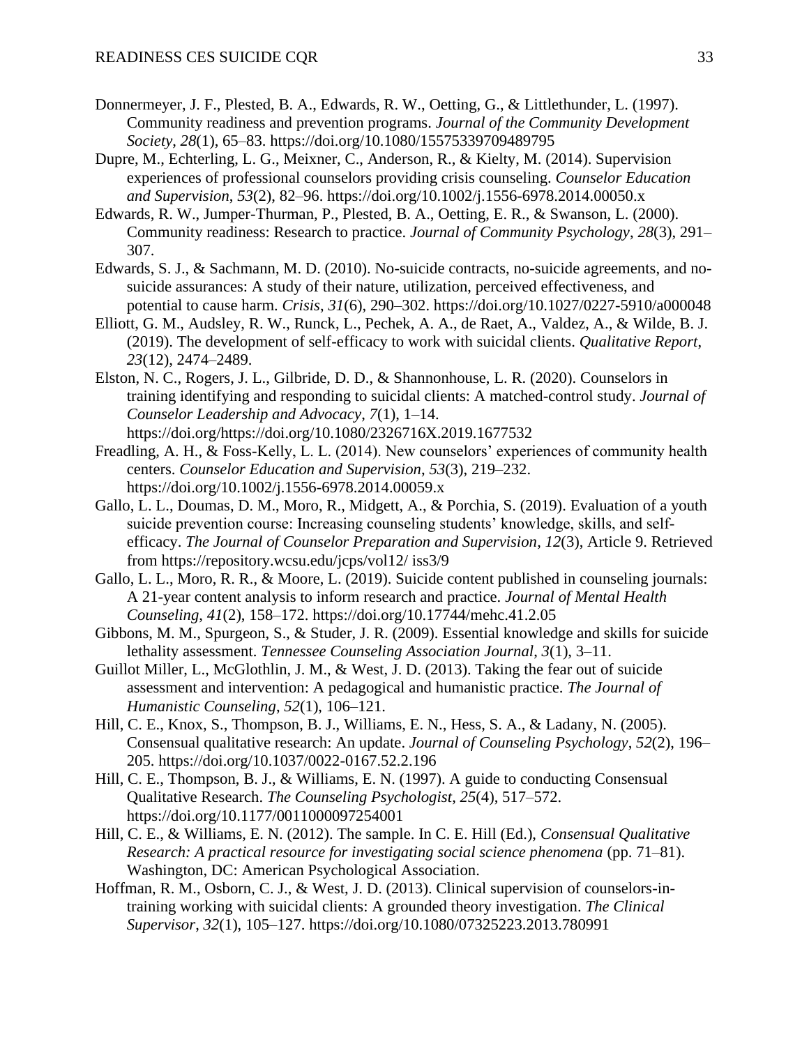Donnermeyer, J. F., Plested, B. A., Edwards, R. W., Oetting, G., & Littlethunder, L. (1997). Community readiness and prevention programs. *Journal of the Community Development Society*, *28*(1), 65–83. https://doi.org/10.1080/15575339709489795

Dupre, M., Echterling, L. G., Meixner, C., Anderson, R., & Kielty, M. (2014). Supervision experiences of professional counselors providing crisis counseling. *Counselor Education and Supervision*, *53*(2), 82–96. https://doi.org/10.1002/j.1556-6978.2014.00050.x

Edwards, R. W., Jumper-Thurman, P., Plested, B. A., Oetting, E. R., & Swanson, L. (2000). Community readiness: Research to practice. *Journal of Community Psychology*, *28*(3), 291–307.

Edwards, S. J., & Sachmann, M. D. (2010). No-suicide contracts, no-suicide agreements, and no-suicide assurances: A study of their nature, utilization, perceived effectiveness, and potential to cause harm. *Crisis*, *31*(6), 290–302. https://doi.org/10.1027/0227-5910/a000048

Elliott, G. M., Audsley, R. W., Runck, L., Pechek, A. A., de Raet, A., Valdez, A., & Wilde, B. J. (2019). The development of self-efficacy to work with suicidal clients. *Qualitative Report*, *23*(12), 2474–2489.

Elston, N. C., Rogers, J. L., Gilbride, D. D., & Shannonhouse, L. R. (2020). Counselors in training identifying and responding to suicidal clients: A matched-control study. *Journal of Counselor Leadership and Advocacy*, *7*(1), 1–14. https://doi.org/https://doi.org/10.1080/2326716X.2019.1677532

Freadling, A. H., & Foss-Kelly, L. L. (2014). New counselors' experiences of community health centers. *Counselor Education and Supervision*, *53*(3), 219–232. https://doi.org/10.1002/j.1556-6978.2014.00059.x

Gallo, L. L., Doumas, D. M., Moro, R., Midgett, A., & Porchia, S. (2019). Evaluation of a youth suicide prevention course: Increasing counseling students' knowledge, skills, and self-efficacy. *The Journal of Counselor Preparation and Supervision*, *12*(3), Article 9. Retrieved from https://repository.wcsu.edu/jcps/vol12/ iss3/9

Gallo, L. L., Moro, R. R., & Moore, L. (2019). Suicide content published in counseling journals: A 21-year content analysis to inform research and practice. *Journal of Mental Health Counseling*, *41*(2), 158–172. https://doi.org/10.17744/mehc.41.2.05

Gibbons, M. M., Spurgeon, S., & Studer, J. R. (2009). Essential knowledge and skills for suicide lethality assessment. *Tennessee Counseling Association Journal*, *3*(1), 3–11.

Guillot Miller, L., McGlothlin, J. M., & West, J. D. (2013). Taking the fear out of suicide assessment and intervention: A pedagogical and humanistic practice. *The Journal of Humanistic Counseling*, *52*(1), 106–121.

Hill, C. E., Knox, S., Thompson, B. J., Williams, E. N., Hess, S. A., & Ladany, N. (2005). Consensual qualitative research: An update. *Journal of Counseling Psychology*, *52*(2), 196–205. https://doi.org/10.1037/0022-0167.52.2.196

Hill, C. E., Thompson, B. J., & Williams, E. N. (1997). A guide to conducting Consensual Qualitative Research. *The Counseling Psychologist*, *25*(4), 517–572. https://doi.org/10.1177/0011000097254001

Hill, C. E., & Williams, E. N. (2012). The sample. In C. E. Hill (Ed.), *Consensual Qualitative Research: A practical resource for investigating social science phenomena* (pp. 71–81). Washington, DC: American Psychological Association.

Hoffman, R. M., Osborn, C. J., & West, J. D. (2013). Clinical supervision of counselors-in-training working with suicidal clients: A grounded theory investigation. *The Clinical Supervisor*, *32*(1), 105–127. https://doi.org/10.1080/07325223.2013.780991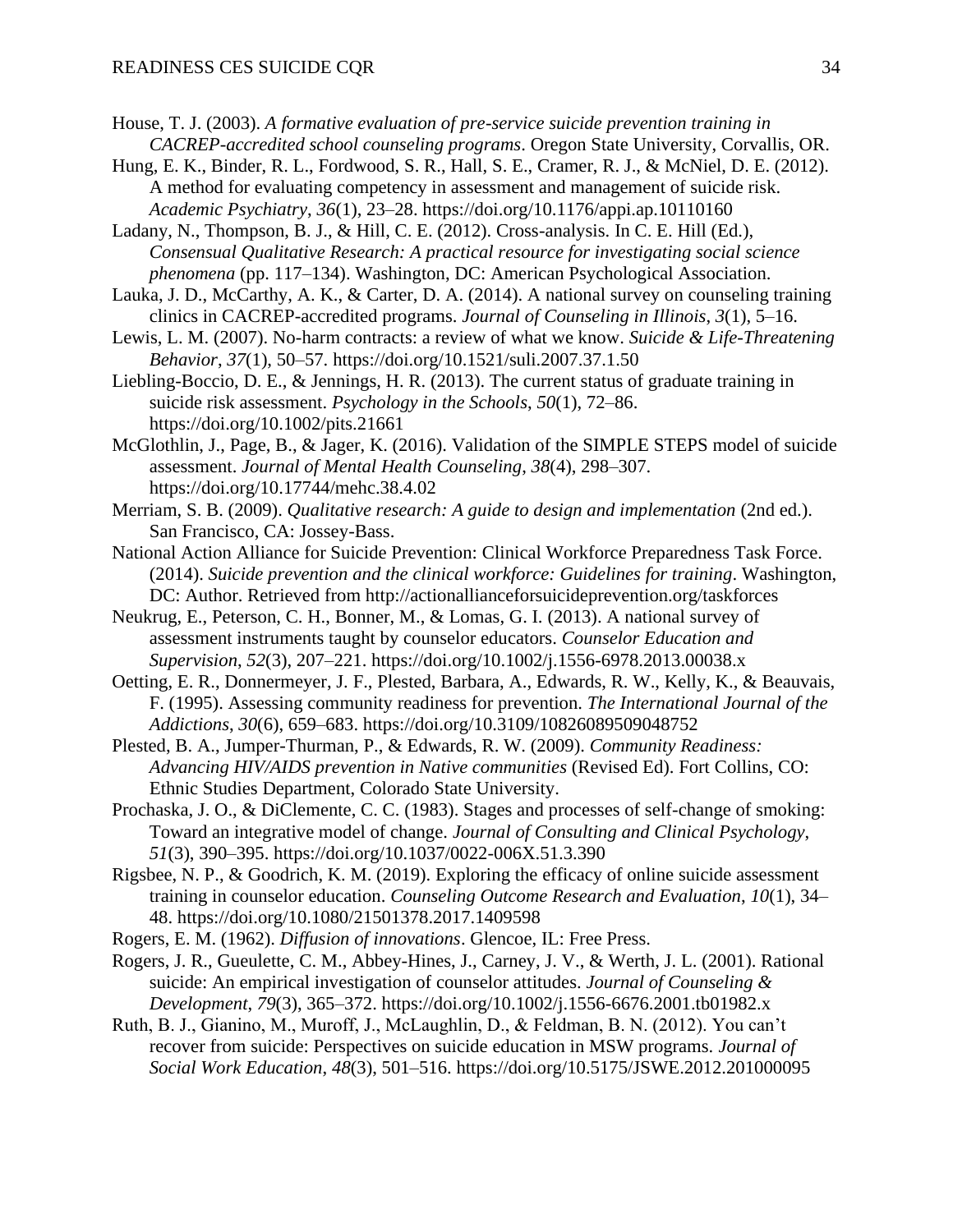House, T. J. (2003). *A formative evaluation of pre-service suicide prevention training in CACREP-accredited school counseling programs*. Oregon State University, Corvallis, OR.

Hung, E. K., Binder, R. L., Fordwood, S. R., Hall, S. E., Cramer, R. J., & McNiel, D. E. (2012). A method for evaluating competency in assessment and management of suicide risk. *Academic Psychiatry*, *36*(1), 23–28. https://doi.org/10.1176/appi.ap.10110160

Ladany, N., Thompson, B. J., & Hill, C. E. (2012). Cross-analysis. In C. E. Hill (Ed.), *Consensual Qualitative Research: A practical resource for investigating social science phenomena* (pp. 117–134). Washington, DC: American Psychological Association.

Lauka, J. D., McCarthy, A. K., & Carter, D. A. (2014). A national survey on counseling training clinics in CACREP-accredited programs. *Journal of Counseling in Illinois*, *3*(1), 5–16.

Lewis, L. M. (2007). No-harm contracts: a review of what we know. *Suicide & Life-Threatening Behavior*, *37*(1), 50–57. https://doi.org/10.1521/suli.2007.37.1.50

Liebling-Boccio, D. E., & Jennings, H. R. (2013). The current status of graduate training in suicide risk assessment. *Psychology in the Schools*, *50*(1), 72–86. https://doi.org/10.1002/pits.21661

McGlothlin, J., Page, B., & Jager, K. (2016). Validation of the SIMPLE STEPS model of suicide assessment. *Journal of Mental Health Counseling*, *38*(4), 298–307. https://doi.org/10.17744/mehc.38.4.02

Merriam, S. B. (2009). *Qualitative research: A guide to design and implementation* (2nd ed.). San Francisco, CA: Jossey-Bass.

National Action Alliance for Suicide Prevention: Clinical Workforce Preparedness Task Force. (2014). *Suicide prevention and the clinical workforce: Guidelines for training*. Washington, DC: Author. Retrieved from http://actionallianceforsuicideprevention.org/taskforces

Neukrug, E., Peterson, C. H., Bonner, M., & Lomas, G. I. (2013). A national survey of assessment instruments taught by counselor educators. *Counselor Education and Supervision*, *52*(3), 207–221. https://doi.org/10.1002/j.1556-6978.2013.00038.x

Oetting, E. R., Donnermeyer, J. F., Plested, Barbara, A., Edwards, R. W., Kelly, K., & Beauvais, F. (1995). Assessing community readiness for prevention. *The International Journal of the Addictions*, *30*(6), 659–683. https://doi.org/10.3109/10826089509048752

Plested, B. A., Jumper-Thurman, P., & Edwards, R. W. (2009). *Community Readiness: Advancing HIV/AIDS prevention in Native communities* (Revised Ed). Fort Collins, CO: Ethnic Studies Department, Colorado State University.

Prochaska, J. O., & DiClemente, C. C. (1983). Stages and processes of self-change of smoking: Toward an integrative model of change. *Journal of Consulting and Clinical Psychology*, *51*(3), 390–395. https://doi.org/10.1037/0022-006X.51.3.390

Rigsbee, N. P., & Goodrich, K. M. (2019). Exploring the efficacy of online suicide assessment training in counselor education. *Counseling Outcome Research and Evaluation*, *10*(1), 34–48. https://doi.org/10.1080/21501378.2017.1409598

Rogers, E. M. (1962). *Diffusion of innovations*. Glencoe, IL: Free Press.

Rogers, J. R., Gueulette, C. M., Abbey-Hines, J., Carney, J. V., & Werth, J. L. (2001). Rational suicide: An empirical investigation of counselor attitudes. *Journal of Counseling & Development*, *79*(3), 365–372. https://doi.org/10.1002/j.1556-6676.2001.tb01982.x

Ruth, B. J., Gianino, M., Muroff, J., McLaughlin, D., & Feldman, B. N. (2012). You can't recover from suicide: Perspectives on suicide education in MSW programs. *Journal of Social Work Education*, *48*(3), 501–516. https://doi.org/10.5175/JSWE.2012.201000095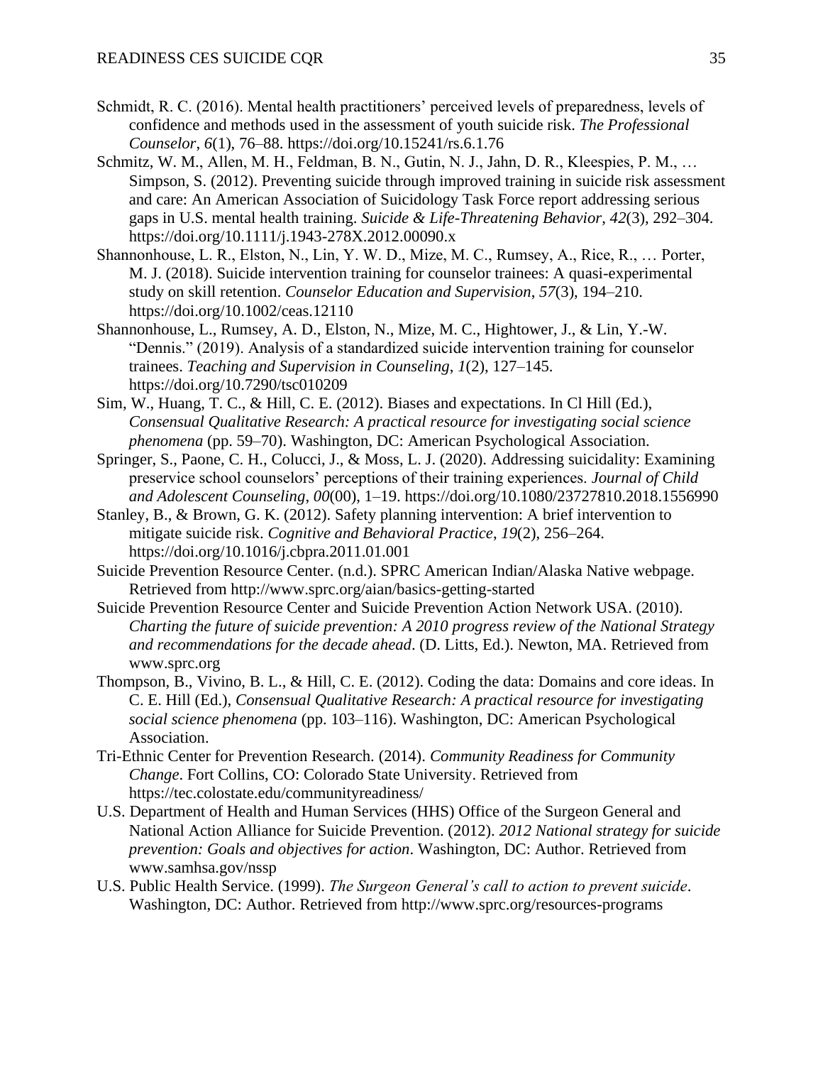Schmidt, R. C. (2016). Mental health practitioners' perceived levels of preparedness, levels of confidence and methods used in the assessment of youth suicide risk. *The Professional Counselor*, *6*(1), 76–88. https://doi.org/10.15241/rs.6.1.76

Schmitz, W. M., Allen, M. H., Feldman, B. N., Gutin, N. J., Jahn, D. R., Kleespies, P. M., … Simpson, S. (2012). Preventing suicide through improved training in suicide risk assessment and care: An American Association of Suicidology Task Force report addressing serious gaps in U.S. mental health training. *Suicide & Life-Threatening Behavior*, *42*(3), 292–304. https://doi.org/10.1111/j.1943-278X.2012.00090.x

Shannonhouse, L. R., Elston, N., Lin, Y. W. D., Mize, M. C., Rumsey, A., Rice, R., … Porter, M. J. (2018). Suicide intervention training for counselor trainees: A quasi-experimental study on skill retention. *Counselor Education and Supervision*, *57*(3), 194–210. https://doi.org/10.1002/ceas.12110

Shannonhouse, L., Rumsey, A. D., Elston, N., Mize, M. C., Hightower, J., & Lin, Y.-W. "Dennis." (2019). Analysis of a standardized suicide intervention training for counselor trainees. *Teaching and Supervision in Counseling*, *1*(2), 127–145. https://doi.org/10.7290/tsc010209

Sim, W., Huang, T. C., & Hill, C. E. (2012). Biases and expectations. In Cl Hill (Ed.), *Consensual Qualitative Research: A practical resource for investigating social science phenomena* (pp. 59–70). Washington, DC: American Psychological Association.

Springer, S., Paone, C. H., Colucci, J., & Moss, L. J. (2020). Addressing suicidality: Examining preservice school counselors' perceptions of their training experiences. *Journal of Child and Adolescent Counseling*, *00*(00), 1–19. https://doi.org/10.1080/23727810.2018.1556990

Stanley, B., & Brown, G. K. (2012). Safety planning intervention: A brief intervention to mitigate suicide risk. *Cognitive and Behavioral Practice*, *19*(2), 256–264. https://doi.org/10.1016/j.cbpra.2011.01.001

Suicide Prevention Resource Center. (n.d.). SPRC American Indian/Alaska Native webpage. Retrieved from http://www.sprc.org/aian/basics-getting-started

Suicide Prevention Resource Center and Suicide Prevention Action Network USA. (2010). *Charting the future of suicide prevention: A 2010 progress review of the National Strategy and recommendations for the decade ahead*. (D. Litts, Ed.). Newton, MA. Retrieved from www.sprc.org

Thompson, B., Vivino, B. L., & Hill, C. E. (2012). Coding the data: Domains and core ideas. In C. E. Hill (Ed.), *Consensual Qualitative Research: A practical resource for investigating social science phenomena* (pp. 103–116). Washington, DC: American Psychological Association.

Tri-Ethnic Center for Prevention Research. (2014). *Community Readiness for Community Change*. Fort Collins, CO: Colorado State University. Retrieved from https://tec.colostate.edu/communityreadiness/

U.S. Department of Health and Human Services (HHS) Office of the Surgeon General and National Action Alliance for Suicide Prevention. (2012). *2012 National strategy for suicide prevention: Goals and objectives for action*. Washington, DC: Author. Retrieved from www.samhsa.gov/nssp

U.S. Public Health Service. (1999). *The Surgeon General's call to action to prevent suicide*. Washington, DC: Author. Retrieved from http://www.sprc.org/resources-programs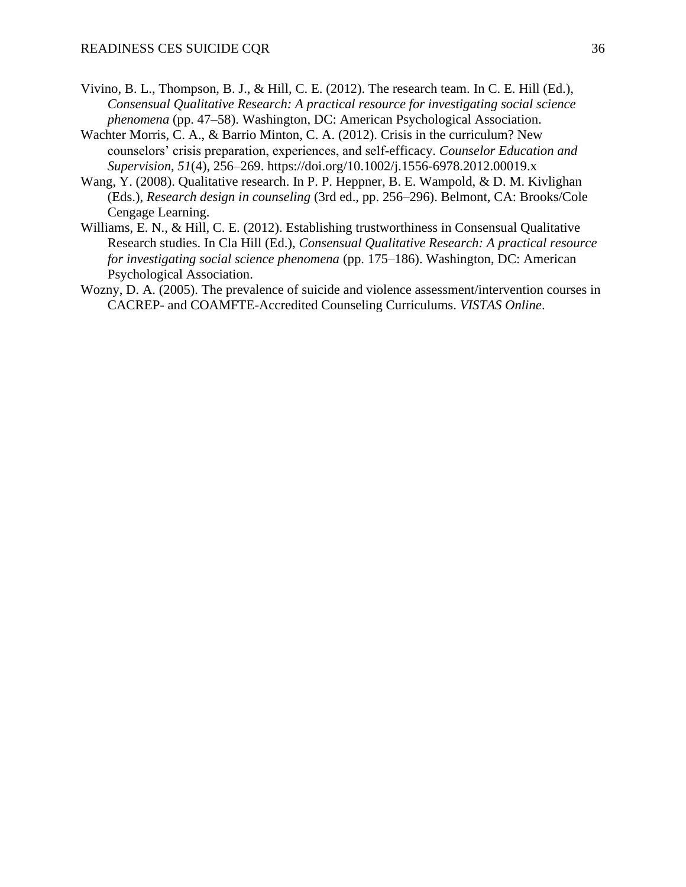Vivino, B. L., Thompson, B. J., & Hill, C. E. (2012). The research team. In C. E. Hill (Ed.), *Consensual Qualitative Research: A practical resource for investigating social science phenomena* (pp. 47–58). Washington, DC: American Psychological Association.

Wachter Morris, C. A., & Barrio Minton, C. A. (2012). Crisis in the curriculum? New counselors' crisis preparation, experiences, and self-efficacy. *Counselor Education and Supervision*, *51*(4), 256–269. https://doi.org/10.1002/j.1556-6978.2012.00019.x

Wang, Y. (2008). Qualitative research. In P. P. Heppner, B. E. Wampold, & D. M. Kivlighan (Eds.), *Research design in counseling* (3rd ed., pp. 256–296). Belmont, CA: Brooks/Cole Cengage Learning.

Williams, E. N., & Hill, C. E. (2012). Establishing trustworthiness in Consensual Qualitative Research studies. In Cla Hill (Ed.), *Consensual Qualitative Research: A practical resource for investigating social science phenomena* (pp. 175–186). Washington, DC: American Psychological Association.

Wozny, D. A. (2005). The prevalence of suicide and violence assessment/intervention courses in CACREP- and COAMFTE-Accredited Counseling Curriculums. *VISTAS Online*.